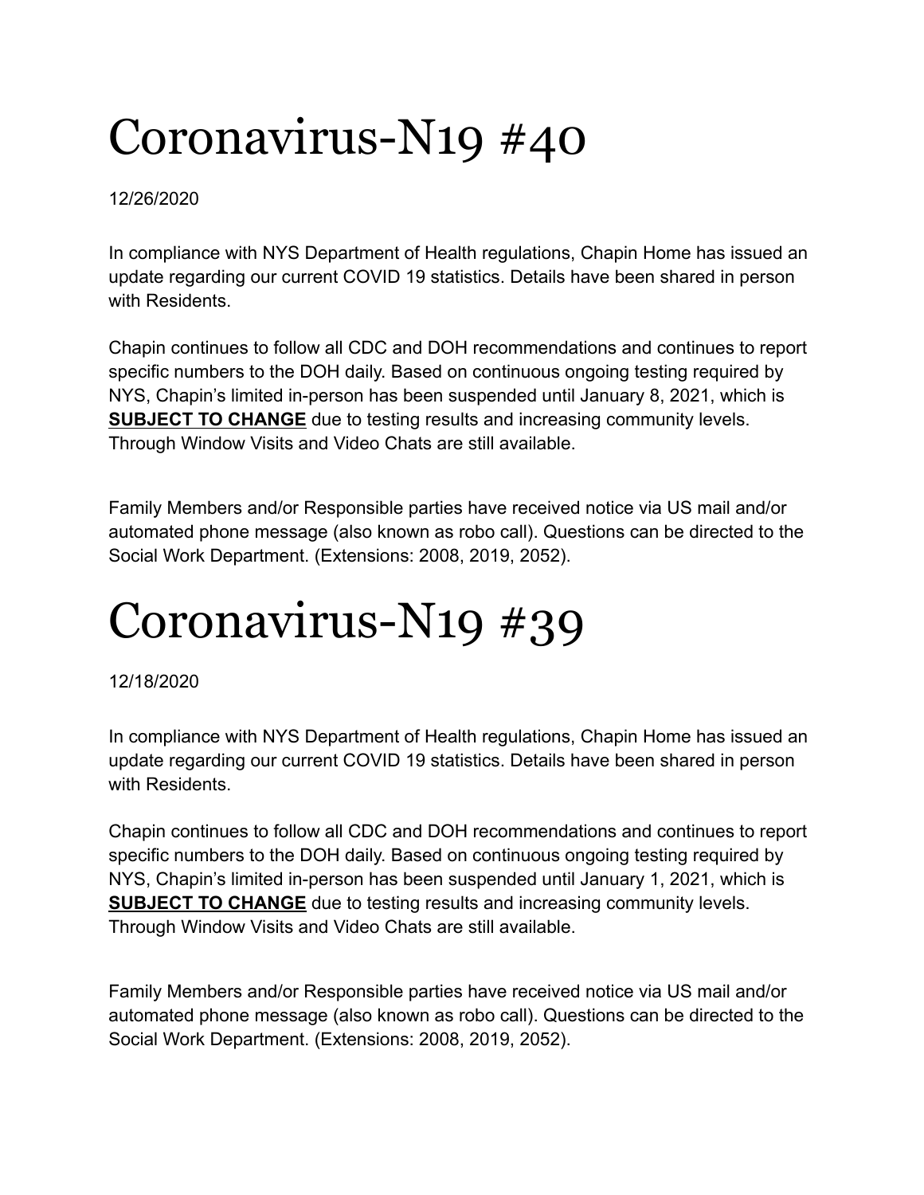# Coronavirus-N19 #40

12/26/2020

In compliance with NYS Department of Health regulations, Chapin Home has issued an update regarding our current COVID 19 statistics. Details have been shared in person with Residents.

Chapin continues to follow all CDC and DOH recommendations and continues to report specific numbers to the DOH daily. Based on continuous ongoing testing required by NYS, Chapin's limited in-person has been suspended until January 8, 2021, which is **SUBJECT TO CHANGE** due to testing results and increasing community levels. Through Window Visits and Video Chats are still available.

Family Members and/or Responsible parties have received notice via US mail and/or automated phone message (also known as robo call). Questions can be directed to the Social Work Department. (Extensions: 2008, 2019, 2052).

# Coronavirus-N19 #39

12/18/2020

In compliance with NYS Department of Health regulations, Chapin Home has issued an update regarding our current COVID 19 statistics. Details have been shared in person with Residents.

Chapin continues to follow all CDC and DOH recommendations and continues to report specific numbers to the DOH daily. Based on continuous ongoing testing required by NYS, Chapin's limited in-person has been suspended until January 1, 2021, which is **SUBJECT TO CHANGE** due to testing results and increasing community levels. Through Window Visits and Video Chats are still available.

Family Members and/or Responsible parties have received notice via US mail and/or automated phone message (also known as robo call). Questions can be directed to the Social Work Department. (Extensions: 2008, 2019, 2052).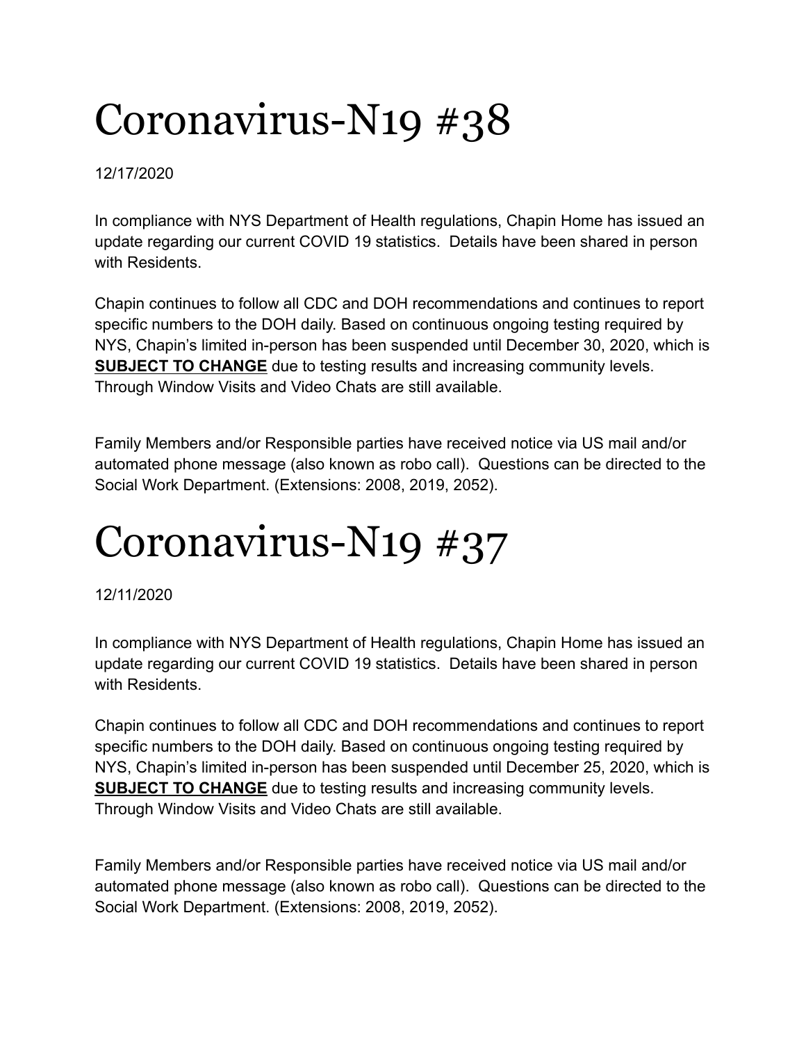# Coronavirus-N19 #38

12/17/2020

In compliance with NYS Department of Health regulations, Chapin Home has issued an update regarding our current COVID 19 statistics. Details have been shared in person with Residents.

Chapin continues to follow all CDC and DOH recommendations and continues to report specific numbers to the DOH daily. Based on continuous ongoing testing required by NYS, Chapin's limited in-person has been suspended until December 30, 2020, which is **SUBJECT TO CHANGE** due to testing results and increasing community levels. Through Window Visits and Video Chats are still available.

Family Members and/or Responsible parties have received notice via US mail and/or automated phone message (also known as robo call). Questions can be directed to the Social Work Department. (Extensions: 2008, 2019, 2052).

# Coronavirus-N19 #37

12/11/2020

In compliance with NYS Department of Health regulations, Chapin Home has issued an update regarding our current COVID 19 statistics. Details have been shared in person with Residents.

Chapin continues to follow all CDC and DOH recommendations and continues to report specific numbers to the DOH daily. Based on continuous ongoing testing required by NYS, Chapin's limited in-person has been suspended until December 25, 2020, which is **SUBJECT TO CHANGE** due to testing results and increasing community levels. Through Window Visits and Video Chats are still available.

Family Members and/or Responsible parties have received notice via US mail and/or automated phone message (also known as robo call). Questions can be directed to the Social Work Department. (Extensions: 2008, 2019, 2052).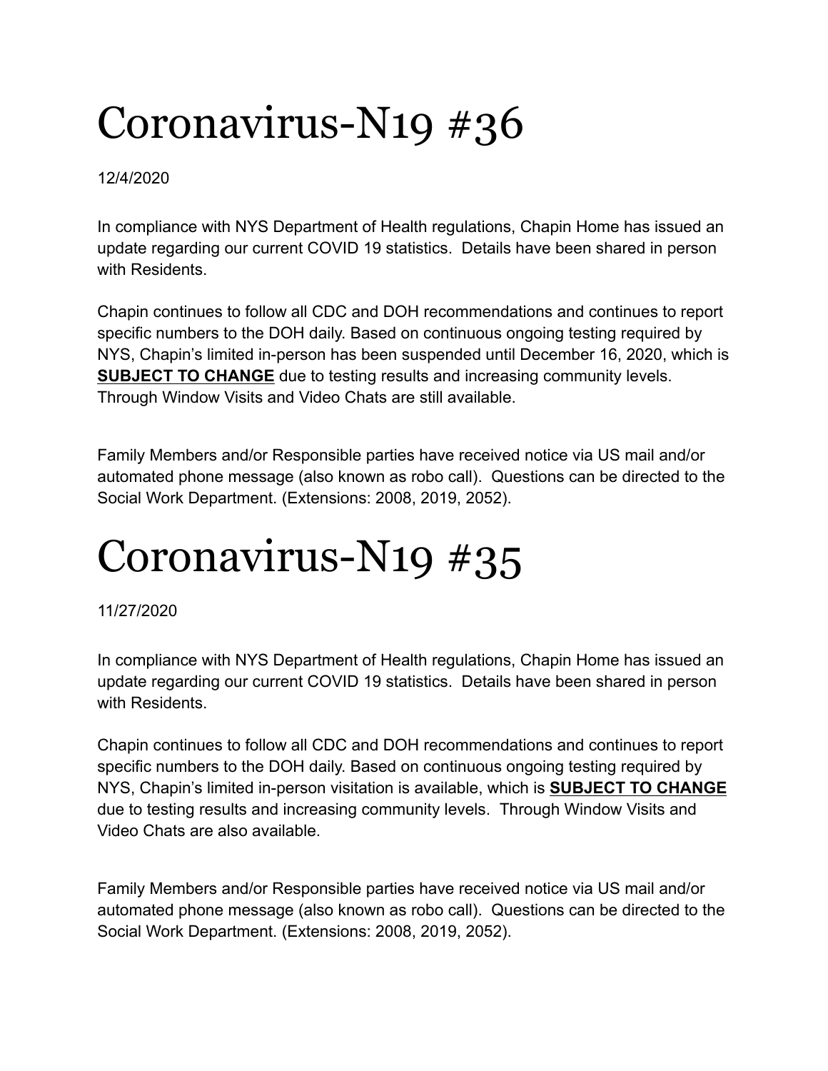# Coronavirus-N19 #36

12/4/2020

In compliance with NYS Department of Health regulations, Chapin Home has issued an update regarding our current COVID 19 statistics. Details have been shared in person with Residents.

Chapin continues to follow all CDC and DOH recommendations and continues to report specific numbers to the DOH daily. Based on continuous ongoing testing required by NYS, Chapin's limited in-person has been suspended until December 16, 2020, which is **SUBJECT TO CHANGE** due to testing results and increasing community levels. Through Window Visits and Video Chats are still available.

Family Members and/or Responsible parties have received notice via US mail and/or automated phone message (also known as robo call). Questions can be directed to the Social Work Department. (Extensions: 2008, 2019, 2052).

# Coronavirus-N19 #35

11/27/2020

In compliance with NYS Department of Health regulations, Chapin Home has issued an update regarding our current COVID 19 statistics. Details have been shared in person with Residents.

Chapin continues to follow all CDC and DOH recommendations and continues to report specific numbers to the DOH daily. Based on continuous ongoing testing required by NYS, Chapin's limited in-person visitation is available, which is **SUBJECT TO CHANGE** due to testing results and increasing community levels. Through Window Visits and Video Chats are also available.

Family Members and/or Responsible parties have received notice via US mail and/or automated phone message (also known as robo call). Questions can be directed to the Social Work Department. (Extensions: 2008, 2019, 2052).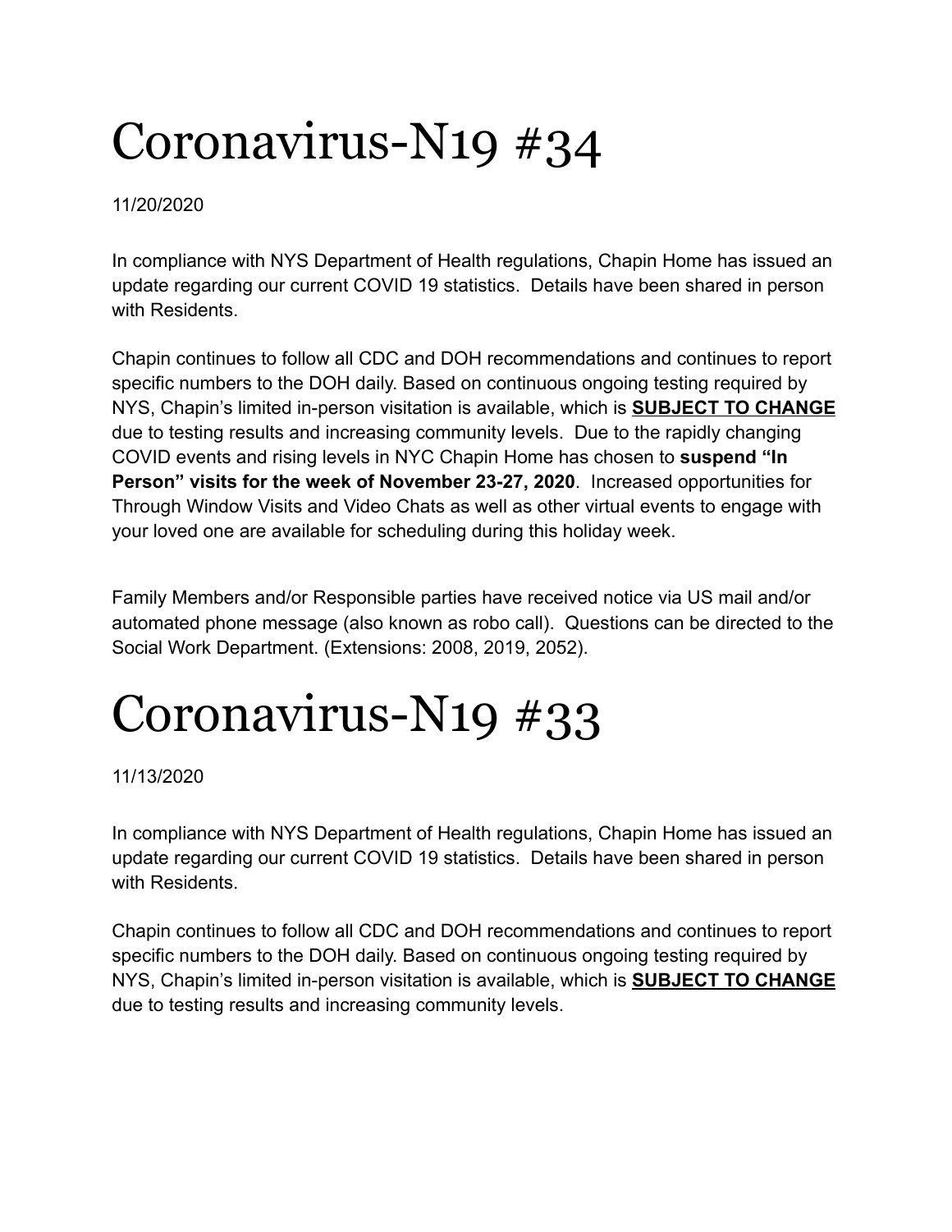# Coronavirus-N19 #34

11/20/2020

In compliance with NYS Department of Health regulations, Chapin Home has issued an update regarding our current COVID 19 statistics. Details have been shared in person with Residents.

Chapin continues to follow all CDC and DOH recommendations and continues to report specific numbers to the DOH daily. Based on continuous ongoing testing required by NYS, Chapin's limited in-person visitation is available, which is **SUBJECT TO CHANGE** due to testing results and increasing community levels. Due to the rapidly changing COVID events and rising levels in NYC Chapin Home has chosen to **suspend "In Person" visits for the week of November 23-27, 2020**. Increased opportunities for Through Window Visits and Video Chats as well as other virtual events to engage with your loved one are available for scheduling during this holiday week.

Family Members and/or Responsible parties have received notice via US mail and/or automated phone message (also known as robo call). Questions can be directed to the Social Work Department. (Extensions: 2008, 2019, 2052).

# Coronavirus-N19 #33

11/13/2020

In compliance with NYS Department of Health regulations, Chapin Home has issued an update regarding our current COVID 19 statistics. Details have been shared in person with Residents.

Chapin continues to follow all CDC and DOH recommendations and continues to report specific numbers to the DOH daily. Based on continuous ongoing testing required by NYS, Chapin's limited in-person visitation is available, which is **SUBJECT TO CHANGE** due to testing results and increasing community levels.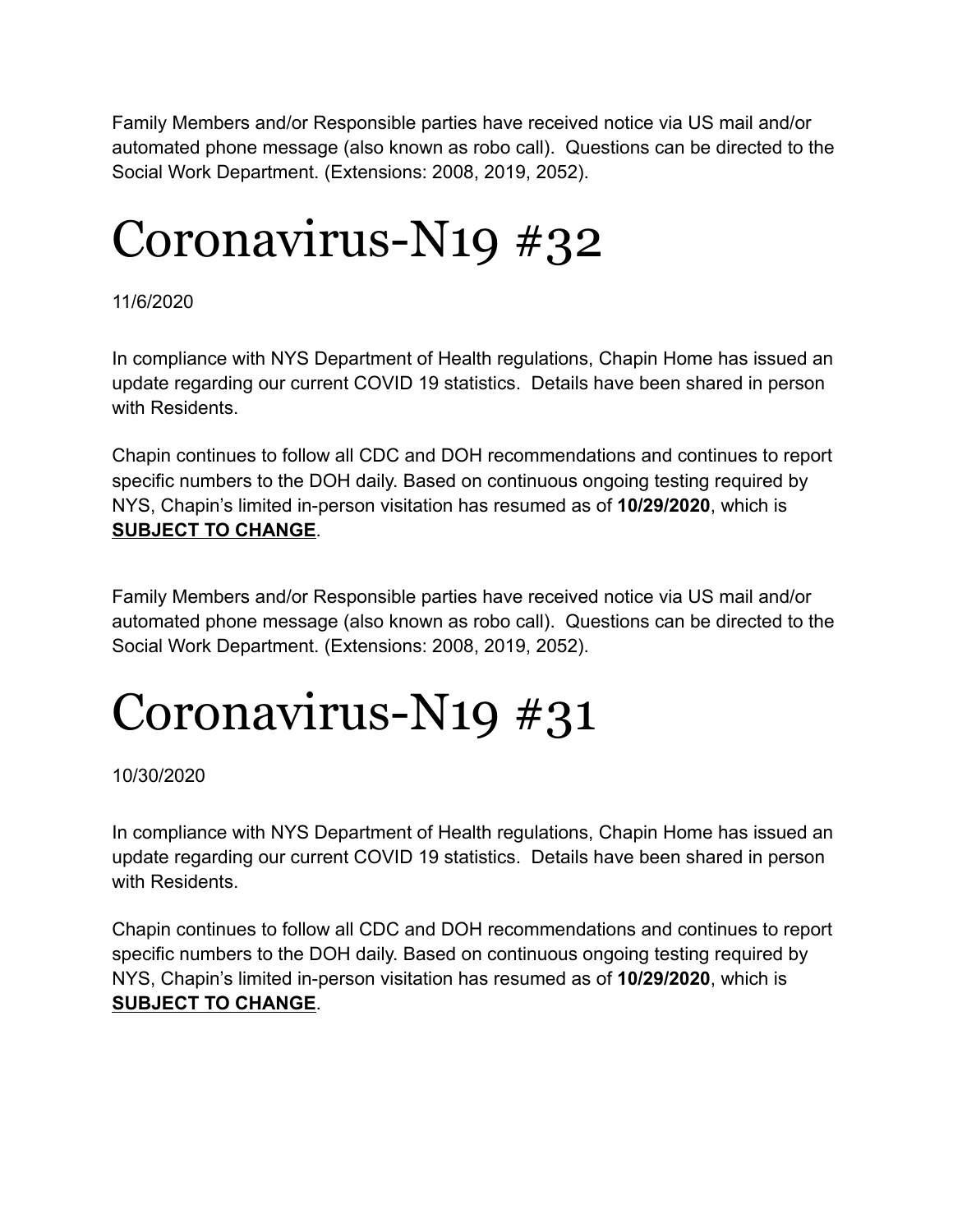Family Members and/or Responsible parties have received notice via US mail and/or automated phone message (also known as robo call). Questions can be directed to the Social Work Department. (Extensions: 2008, 2019, 2052).

# Coronavirus-N19 #32

11/6/2020

In compliance with NYS Department of Health regulations, Chapin Home has issued an update regarding our current COVID 19 statistics. Details have been shared in person with Residents.

Chapin continues to follow all CDC and DOH recommendations and continues to report specific numbers to the DOH daily. Based on continuous ongoing testing required by NYS, Chapin's limited in-person visitation has resumed as of **10/29/2020**, which is **SUBJECT TO CHANGE**.

Family Members and/or Responsible parties have received notice via US mail and/or automated phone message (also known as robo call). Questions can be directed to the Social Work Department. (Extensions: 2008, 2019, 2052).

# Coronavirus-N19 #31

10/30/2020

In compliance with NYS Department of Health regulations, Chapin Home has issued an update regarding our current COVID 19 statistics. Details have been shared in person with Residents.

Chapin continues to follow all CDC and DOH recommendations and continues to report specific numbers to the DOH daily. Based on continuous ongoing testing required by NYS, Chapin's limited in-person visitation has resumed as of **10/29/2020**, which is **SUBJECT TO CHANGE**.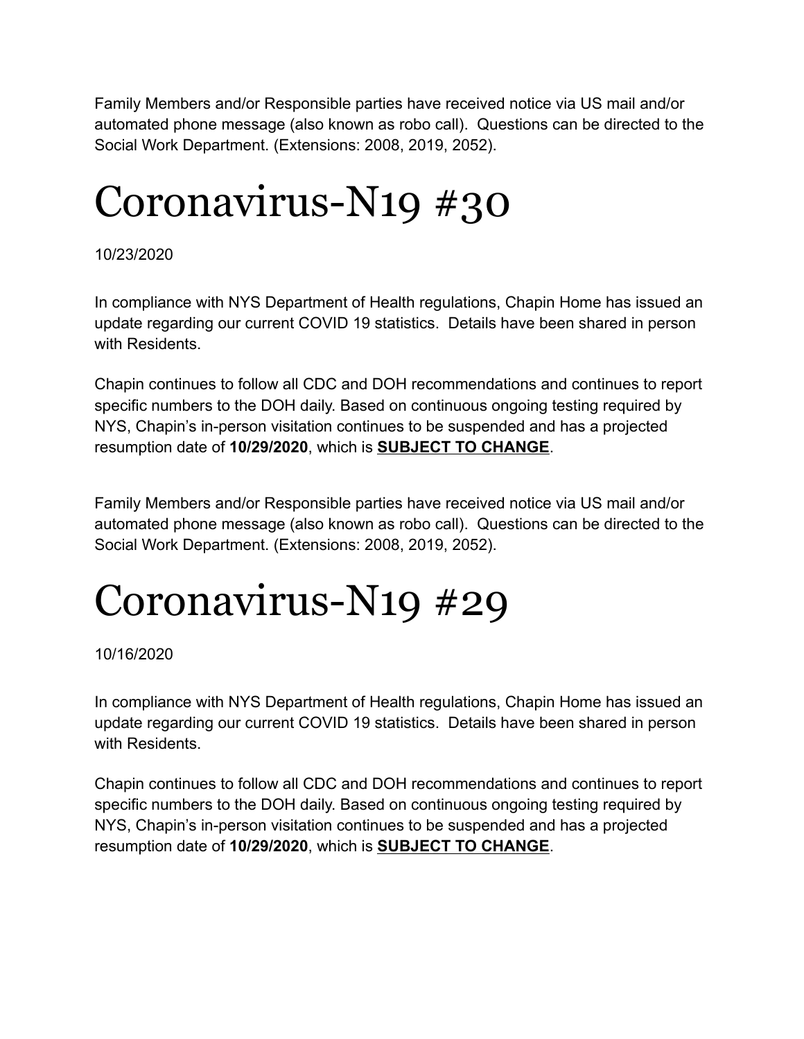Family Members and/or Responsible parties have received notice via US mail and/or automated phone message (also known as robo call). Questions can be directed to the Social Work Department. (Extensions: 2008, 2019, 2052).

# Coronavirus-N19 #30

10/23/2020

In compliance with NYS Department of Health regulations, Chapin Home has issued an update regarding our current COVID 19 statistics. Details have been shared in person with Residents.

Chapin continues to follow all CDC and DOH recommendations and continues to report specific numbers to the DOH daily. Based on continuous ongoing testing required by NYS, Chapin's in-person visitation continues to be suspended and has a projected resumption date of **10/29/2020**, which is **SUBJECT TO CHANGE**.

Family Members and/or Responsible parties have received notice via US mail and/or automated phone message (also known as robo call). Questions can be directed to the Social Work Department. (Extensions: 2008, 2019, 2052).

# Coronavirus-N19 #29

10/16/2020

In compliance with NYS Department of Health regulations, Chapin Home has issued an update regarding our current COVID 19 statistics. Details have been shared in person with Residents.

Chapin continues to follow all CDC and DOH recommendations and continues to report specific numbers to the DOH daily. Based on continuous ongoing testing required by NYS, Chapin's in-person visitation continues to be suspended and has a projected resumption date of **10/29/2020**, which is **SUBJECT TO CHANGE**.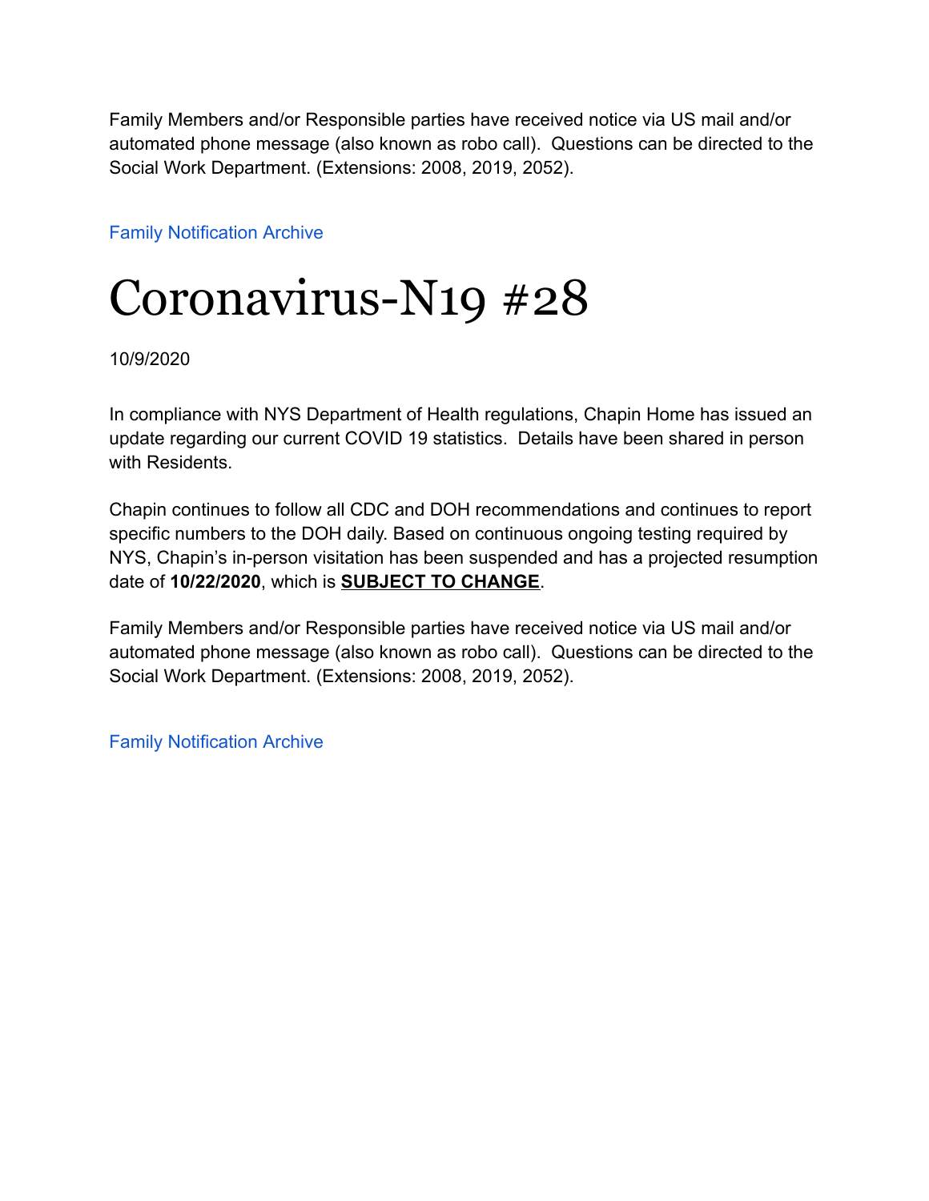Family Members and/or Responsible parties have received notice via US mail and/or automated phone message (also known as robo call). Questions can be directed to the Social Work Department. (Extensions: 2008, 2019, 2052).

Family Notification Archive

# Coronavirus-N19 #28

10/9/2020

In compliance with NYS Department of Health regulations, Chapin Home has issued an update regarding our current COVID 19 statistics. Details have been shared in person with Residents.

Chapin continues to follow all CDC and DOH recommendations and continues to report specific numbers to the DOH daily. Based on continuous ongoing testing required by NYS, Chapin's in-person visitation has been suspended and has a projected resumption date of **10/22/2020**, which is **SUBJECT TO CHANGE**.

Family Members and/or Responsible parties have received notice via US mail and/or automated phone message (also known as robo call). Questions can be directed to the Social Work Department. (Extensions: 2008, 2019, 2052).

Family Notification Archive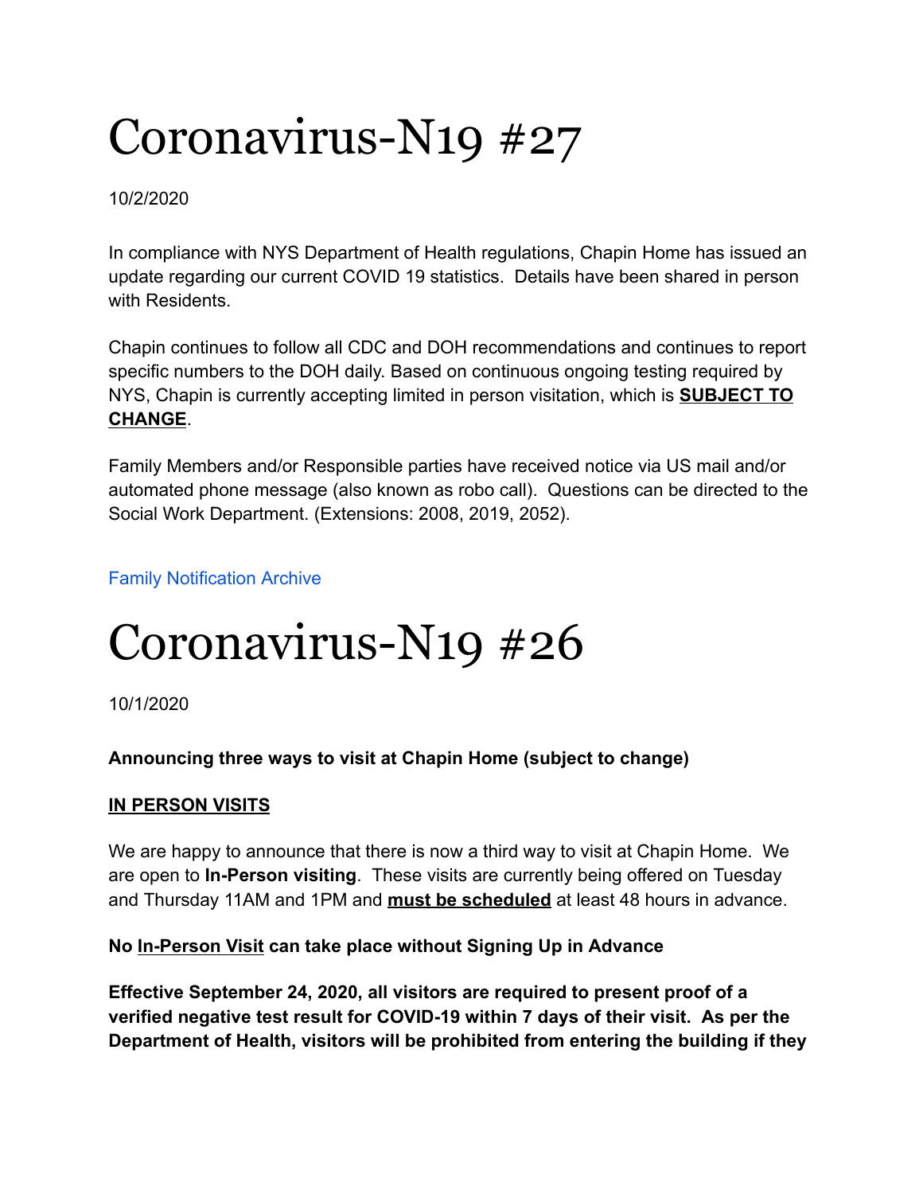# Coronavirus-N19 #27

10/2/2020

In compliance with NYS Department of Health regulations, Chapin Home has issued an update regarding our current COVID 19 statistics. Details have been shared in person with Residents.

Chapin continues to follow all CDC and DOH recommendations and continues to report specific numbers to the DOH daily. Based on continuous ongoing testing required by NYS, Chapin is currently accepting limited in person visitation, which is **SUBJECT TO CHANGE**.

Family Members and/or Responsible parties have received notice via US mail and/or automated phone message (also known as robo call). Questions can be directed to the Social Work Department. (Extensions: 2008, 2019, 2052).

Family Notification Archive

# Coronavirus-N19 #26

10/1/2020

**Announcing three ways to visit at Chapin Home (subject to change)**

**IN PERSON VISITS**

We are happy to announce that there is now a third way to visit at Chapin Home. We are open to **In-Person visiting**. These visits are currently being offered on Tuesday and Thursday 11AM and 1PM and **must be scheduled** at least 48 hours in advance.

**No In-Person Visit can take place without Signing Up in Advance**

**Effective September 24, 2020, all visitors are required to present proof of a verified negative test result for COVID-19 within 7 days of their visit. As per the Department of Health, visitors will be prohibited from entering the building if they**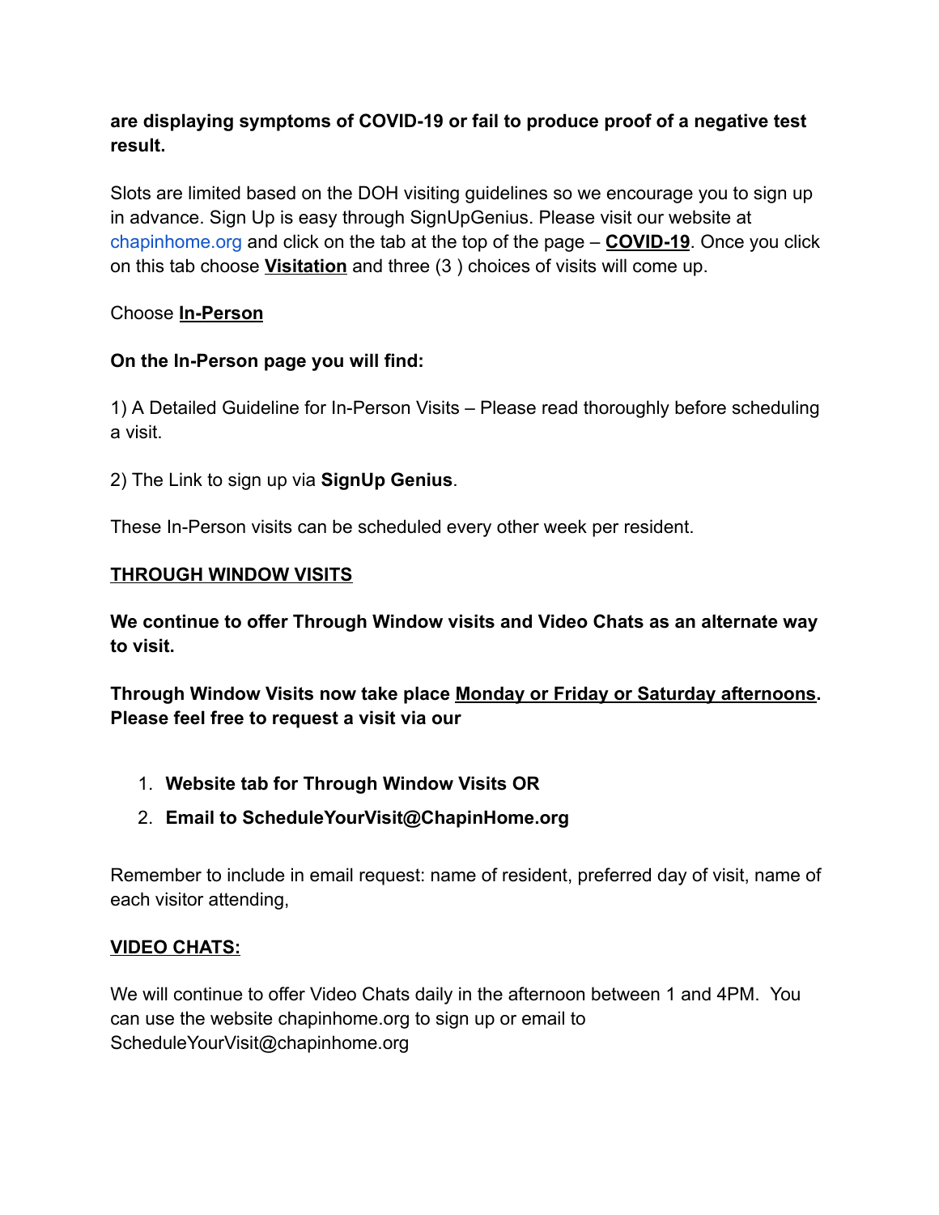**are displaying symptoms of COVID-19 or fail to produce proof of a negative test result.**

Slots are limited based on the DOH visiting guidelines so we encourage you to sign up in advance. Sign Up is easy through SignUpGenius. Please visit our website at chapinhome.org and click on the tab at the top of the page – **COVID-19**. Once you click on this tab choose **Visitation** and three (3 ) choices of visits will come up.

Choose **In-Person**

**On the In-Person page you will find:**

1) A Detailed Guideline for In-Person Visits – Please read thoroughly before scheduling a visit.

2) The Link to sign up via **SignUp Genius**.

These In-Person visits can be scheduled every other week per resident.

**THROUGH WINDOW VISITS**

**We continue to offer Through Window visits and Video Chats as an alternate way to visit.**

**Through Window Visits now take place Monday or Friday or Saturday afternoons. Please feel free to request a visit via our**

1. **Website tab for Through Window Visits OR**
2. **Email to ScheduleYourVisit@ChapinHome.org**

Remember to include in email request: name of resident, preferred day of visit, name of each visitor attending,

**VIDEO CHATS:**

We will continue to offer Video Chats daily in the afternoon between 1 and 4PM. You can use the website chapinhome.org to sign up or email to ScheduleYourVisit@chapinhome.org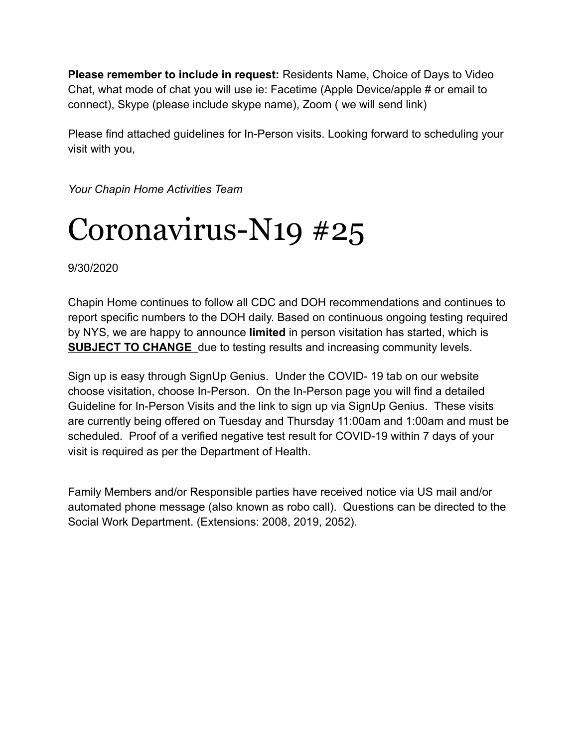**Please remember to include in request:** Residents Name, Choice of Days to Video Chat, what mode of chat you will use ie: Facetime (Apple Device/apple # or email to connect), Skype (please include skype name), Zoom ( we will send link)

Please find attached guidelines for In-Person visits. Looking forward to scheduling your visit with you,

*Your Chapin Home Activities Team*

# Coronavirus-N19 #25

9/30/2020

Chapin Home continues to follow all CDC and DOH recommendations and continues to report specific numbers to the DOH daily. Based on continuous ongoing testing required by NYS, we are happy to announce **limited** in person visitation has started, which is **SUBJECT TO CHANGE** due to testing results and increasing community levels.

Sign up is easy through SignUp Genius. Under the COVID- 19 tab on our website choose visitation, choose In-Person. On the In-Person page you will find a detailed Guideline for In-Person Visits and the link to sign up via SignUp Genius. These visits are currently being offered on Tuesday and Thursday 11:00am and 1:00am and must be scheduled. Proof of a verified negative test result for COVID-19 within 7 days of your visit is required as per the Department of Health.

Family Members and/or Responsible parties have received notice via US mail and/or automated phone message (also known as robo call). Questions can be directed to the Social Work Department. (Extensions: 2008, 2019, 2052).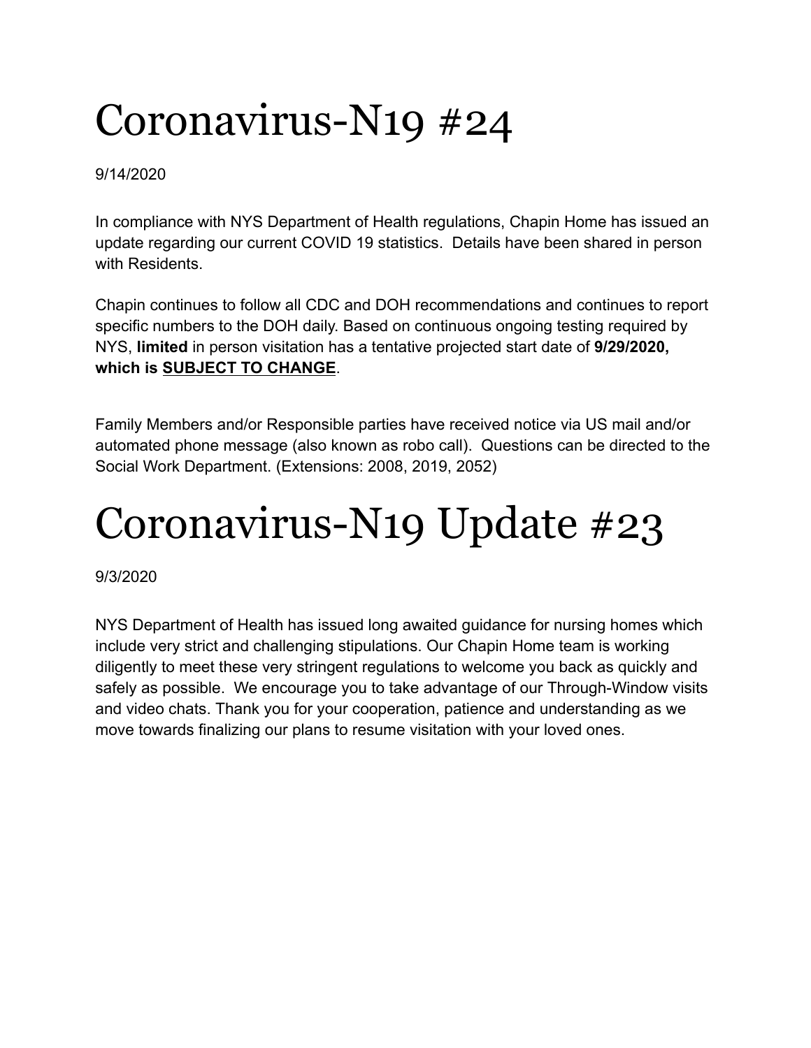# Coronavirus-N19 #24

9/14/2020

In compliance with NYS Department of Health regulations, Chapin Home has issued an update regarding our current COVID 19 statistics. Details have been shared in person with Residents.

Chapin continues to follow all CDC and DOH recommendations and continues to report specific numbers to the DOH daily. Based on continuous ongoing testing required by NYS, **limited** in person visitation has a tentative projected start date of **9/29/2020, which is <u>SUBJECT TO CHANGE</u>**.

Family Members and/or Responsible parties have received notice via US mail and/or automated phone message (also known as robo call). Questions can be directed to the Social Work Department. (Extensions: 2008, 2019, 2052)

# Coronavirus-N19 Update #23

9/3/2020

NYS Department of Health has issued long awaited guidance for nursing homes which include very strict and challenging stipulations. Our Chapin Home team is working diligently to meet these very stringent regulations to welcome you back as quickly and safely as possible. We encourage you to take advantage of our Through-Window visits and video chats. Thank you for your cooperation, patience and understanding as we move towards finalizing our plans to resume visitation with your loved ones.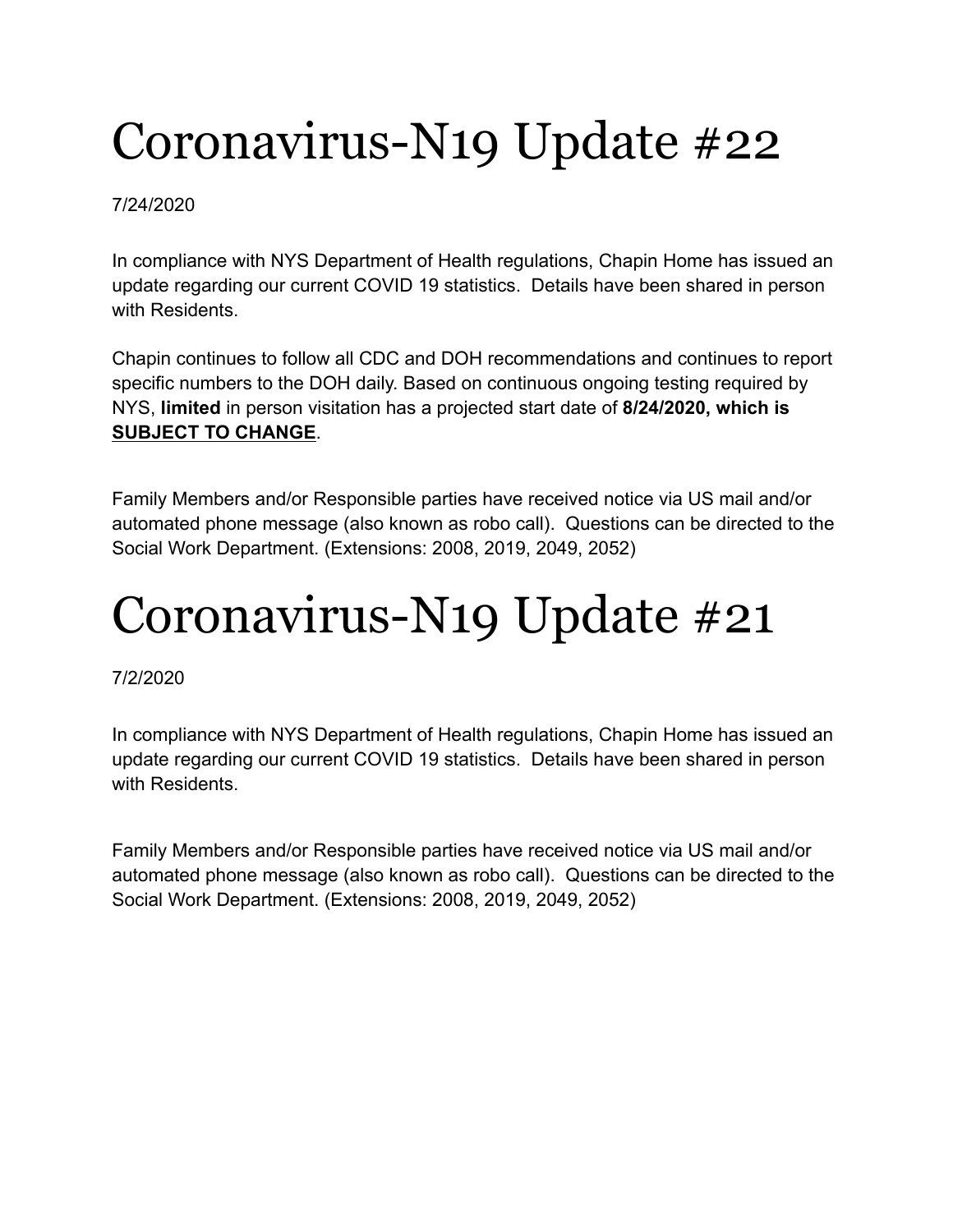# Coronavirus-N19 Update #22

7/24/2020

In compliance with NYS Department of Health regulations, Chapin Home has issued an update regarding our current COVID 19 statistics. Details have been shared in person with Residents.

Chapin continues to follow all CDC and DOH recommendations and continues to report specific numbers to the DOH daily. Based on continuous ongoing testing required by NYS, **limited** in person visitation has a projected start date of **8/24/2020, which is <u>SUBJECT TO CHANGE</u>**.

Family Members and/or Responsible parties have received notice via US mail and/or automated phone message (also known as robo call). Questions can be directed to the Social Work Department. (Extensions: 2008, 2019, 2049, 2052)

# Coronavirus-N19 Update #21

7/2/2020

In compliance with NYS Department of Health regulations, Chapin Home has issued an update regarding our current COVID 19 statistics. Details have been shared in person with Residents.

Family Members and/or Responsible parties have received notice via US mail and/or automated phone message (also known as robo call). Questions can be directed to the Social Work Department. (Extensions: 2008, 2019, 2049, 2052)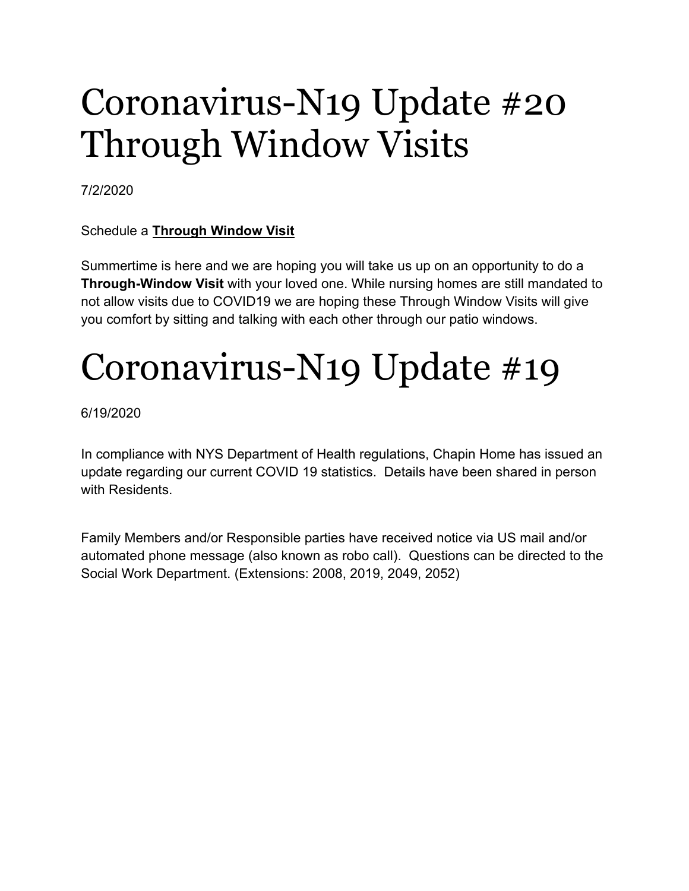# Coronavirus-N19 Update #20 Through Window Visits

7/2/2020

Schedule a **Through Window Visit**

Summertime is here and we are hoping you will take us up on an opportunity to do a **Through-Window Visit** with your loved one. While nursing homes are still mandated to not allow visits due to COVID19 we are hoping these Through Window Visits will give you comfort by sitting and talking with each other through our patio windows.

# Coronavirus-N19 Update #19

6/19/2020

In compliance with NYS Department of Health regulations, Chapin Home has issued an update regarding our current COVID 19 statistics. Details have been shared in person with Residents.

Family Members and/or Responsible parties have received notice via US mail and/or automated phone message (also known as robo call). Questions can be directed to the Social Work Department. (Extensions: 2008, 2019, 2049, 2052)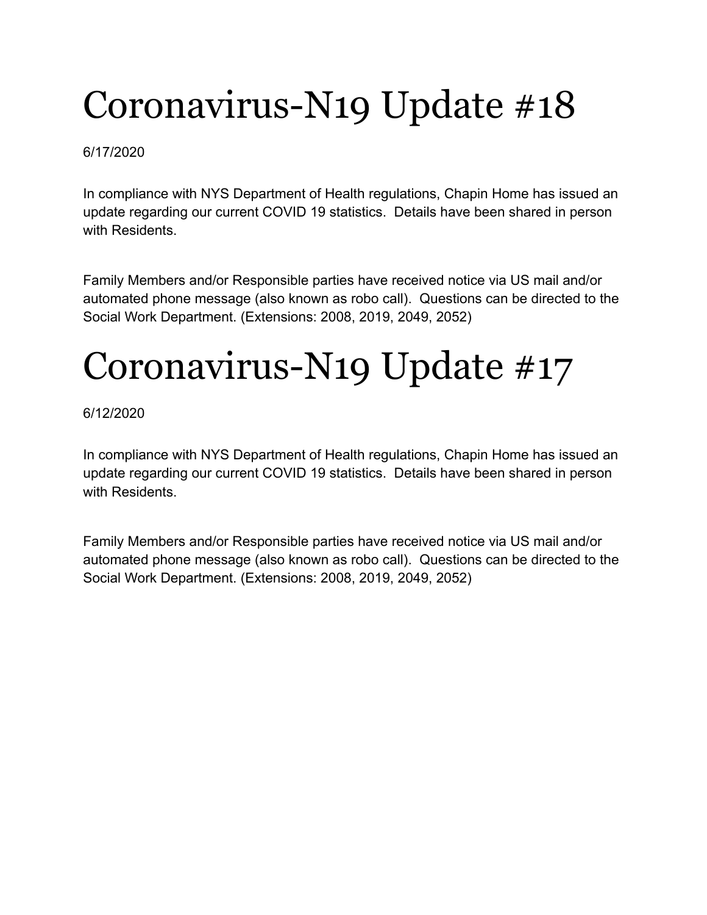# Coronavirus-N19 Update #18

6/17/2020

In compliance with NYS Department of Health regulations, Chapin Home has issued an update regarding our current COVID 19 statistics. Details have been shared in person with Residents.

Family Members and/or Responsible parties have received notice via US mail and/or automated phone message (also known as robo call). Questions can be directed to the Social Work Department. (Extensions: 2008, 2019, 2049, 2052)

# Coronavirus-N19 Update #17

6/12/2020

In compliance with NYS Department of Health regulations, Chapin Home has issued an update regarding our current COVID 19 statistics. Details have been shared in person with Residents.

Family Members and/or Responsible parties have received notice via US mail and/or automated phone message (also known as robo call). Questions can be directed to the Social Work Department. (Extensions: 2008, 2019, 2049, 2052)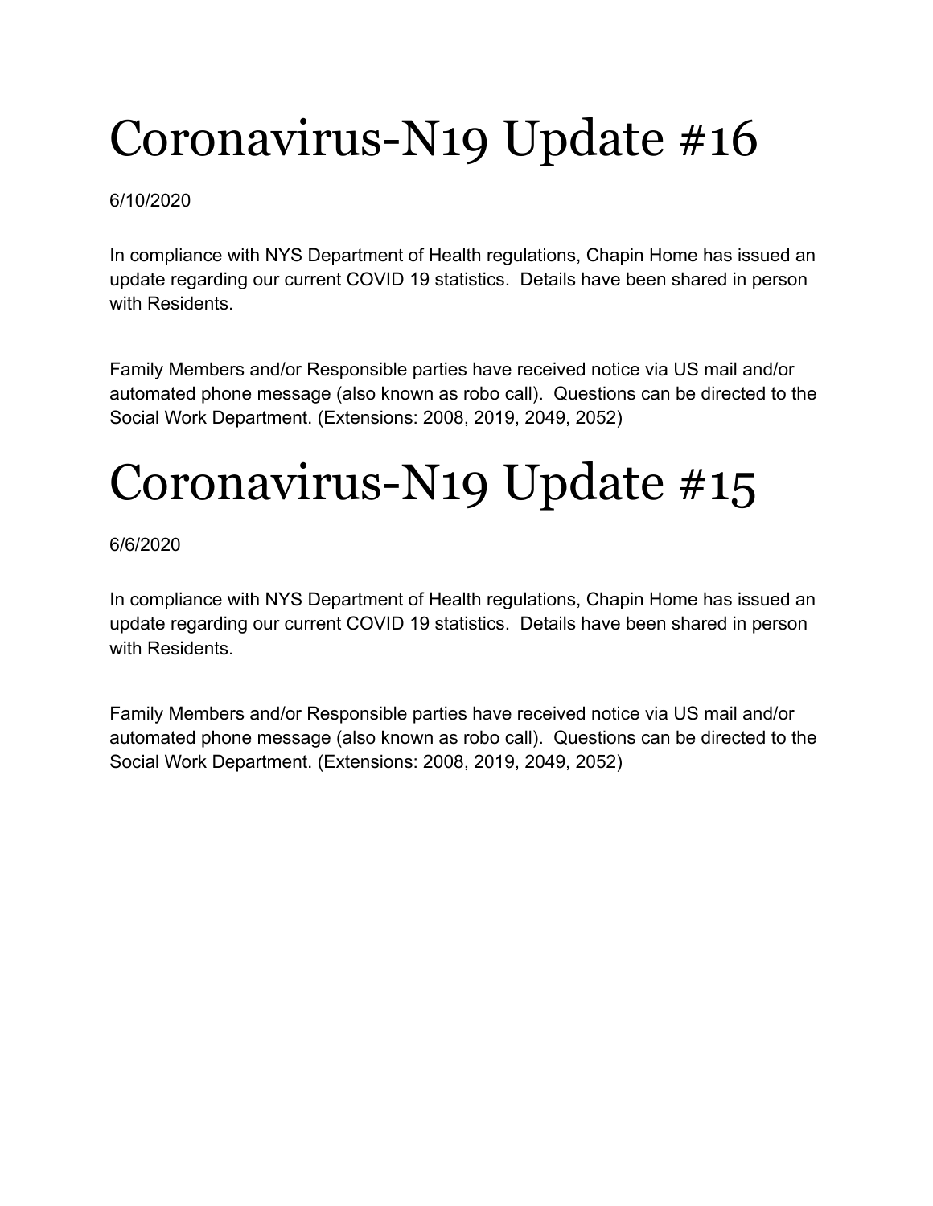# Coronavirus-N19 Update #16

6/10/2020

In compliance with NYS Department of Health regulations, Chapin Home has issued an update regarding our current COVID 19 statistics. Details have been shared in person with Residents.

Family Members and/or Responsible parties have received notice via US mail and/or automated phone message (also known as robo call). Questions can be directed to the Social Work Department. (Extensions: 2008, 2019, 2049, 2052)

# Coronavirus-N19 Update #15

6/6/2020

In compliance with NYS Department of Health regulations, Chapin Home has issued an update regarding our current COVID 19 statistics. Details have been shared in person with Residents.

Family Members and/or Responsible parties have received notice via US mail and/or automated phone message (also known as robo call). Questions can be directed to the Social Work Department. (Extensions: 2008, 2019, 2049, 2052)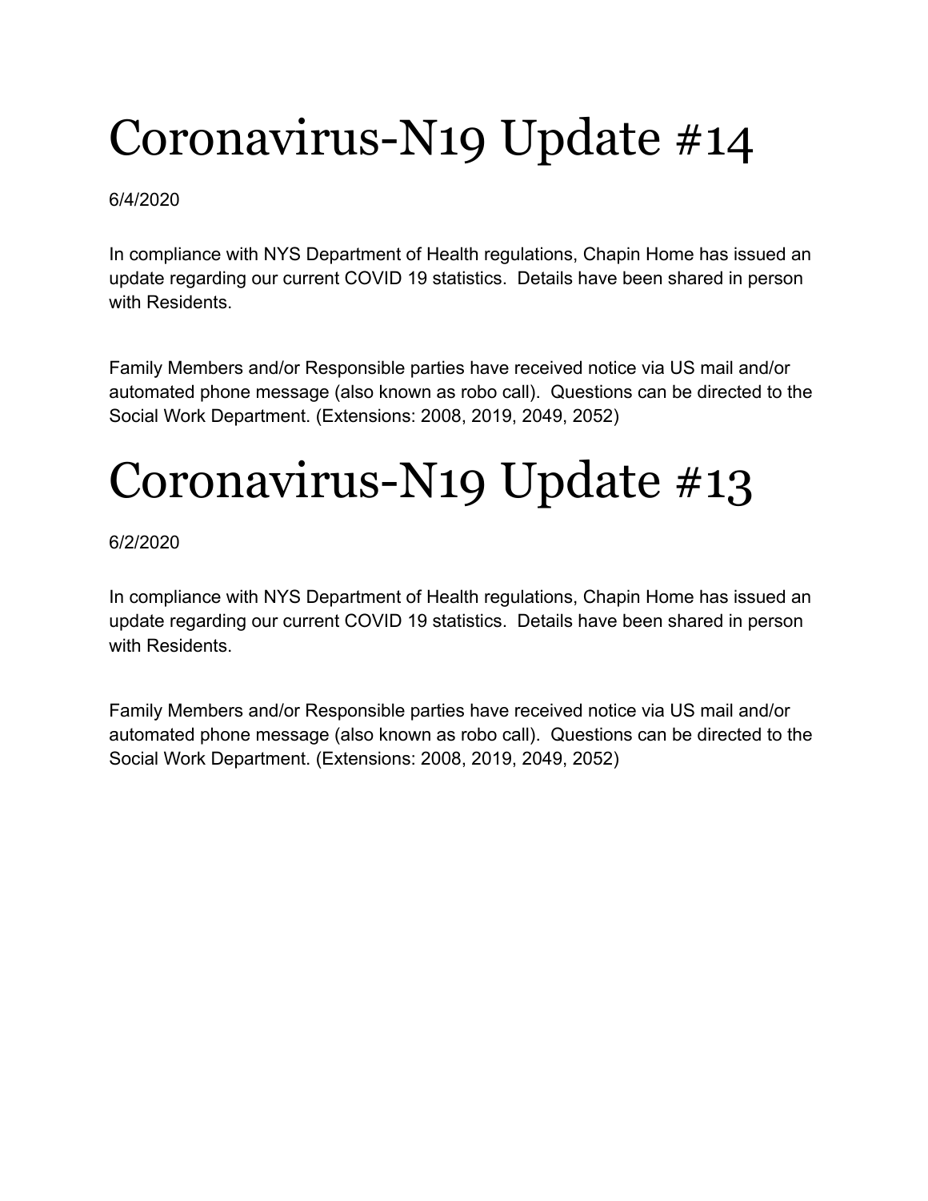# Coronavirus-N19 Update #14

6/4/2020

In compliance with NYS Department of Health regulations, Chapin Home has issued an update regarding our current COVID 19 statistics.  Details have been shared in person with Residents.

Family Members and/or Responsible parties have received notice via US mail and/or automated phone message (also known as robo call).  Questions can be directed to the Social Work Department. (Extensions: 2008, 2019, 2049, 2052)

# Coronavirus-N19 Update #13

6/2/2020

In compliance with NYS Department of Health regulations, Chapin Home has issued an update regarding our current COVID 19 statistics.  Details have been shared in person with Residents.

Family Members and/or Responsible parties have received notice via US mail and/or automated phone message (also known as robo call).  Questions can be directed to the Social Work Department. (Extensions: 2008, 2019, 2049, 2052)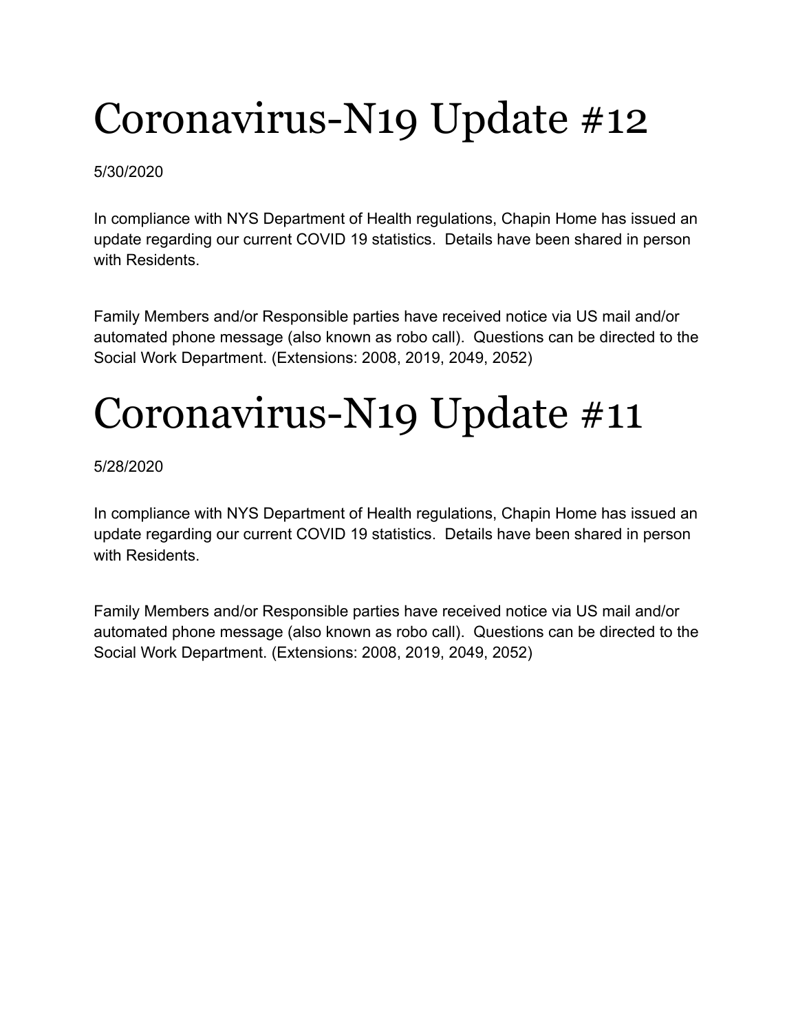# Coronavirus-N19 Update #12

5/30/2020

In compliance with NYS Department of Health regulations, Chapin Home has issued an update regarding our current COVID 19 statistics. Details have been shared in person with Residents.

Family Members and/or Responsible parties have received notice via US mail and/or automated phone message (also known as robo call). Questions can be directed to the Social Work Department. (Extensions: 2008, 2019, 2049, 2052)

# Coronavirus-N19 Update #11

5/28/2020

In compliance with NYS Department of Health regulations, Chapin Home has issued an update regarding our current COVID 19 statistics. Details have been shared in person with Residents.

Family Members and/or Responsible parties have received notice via US mail and/or automated phone message (also known as robo call). Questions can be directed to the Social Work Department. (Extensions: 2008, 2019, 2049, 2052)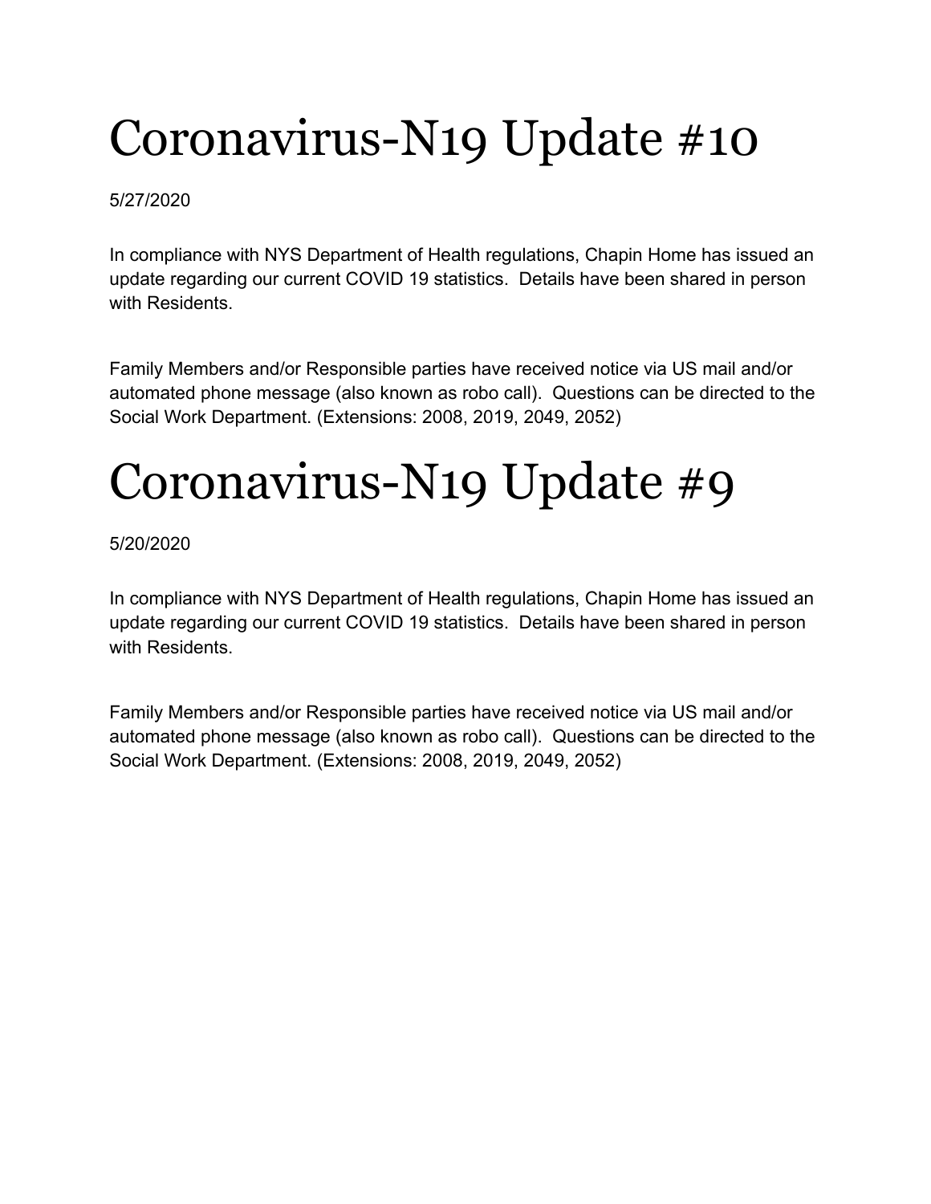# Coronavirus-N19 Update #10

5/27/2020

In compliance with NYS Department of Health regulations, Chapin Home has issued an update regarding our current COVID 19 statistics. Details have been shared in person with Residents.

Family Members and/or Responsible parties have received notice via US mail and/or automated phone message (also known as robo call). Questions can be directed to the Social Work Department. (Extensions: 2008, 2019, 2049, 2052)

# Coronavirus-N19 Update #9

5/20/2020

In compliance with NYS Department of Health regulations, Chapin Home has issued an update regarding our current COVID 19 statistics. Details have been shared in person with Residents.

Family Members and/or Responsible parties have received notice via US mail and/or automated phone message (also known as robo call). Questions can be directed to the Social Work Department. (Extensions: 2008, 2019, 2049, 2052)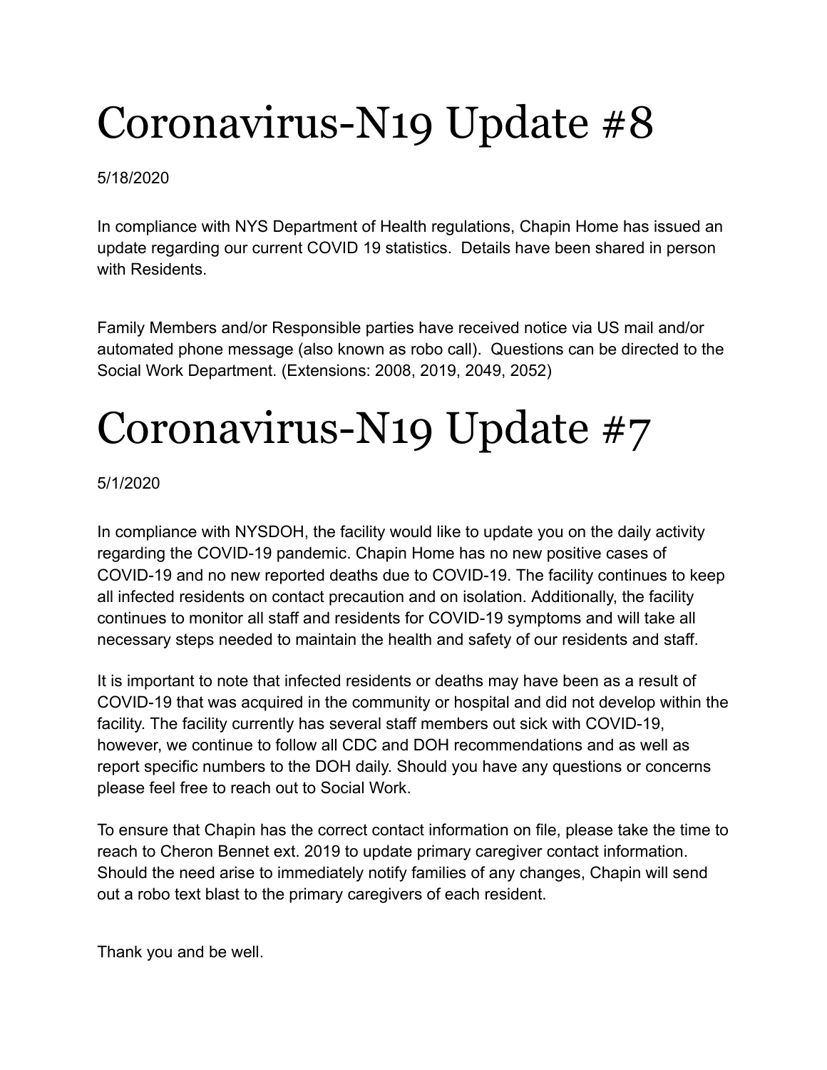# Coronavirus-N19 Update #8

5/18/2020

In compliance with NYS Department of Health regulations, Chapin Home has issued an update regarding our current COVID 19 statistics. Details have been shared in person with Residents.

Family Members and/or Responsible parties have received notice via US mail and/or automated phone message (also known as robo call). Questions can be directed to the Social Work Department. (Extensions: 2008, 2019, 2049, 2052)

# Coronavirus-N19 Update #7

5/1/2020

In compliance with NYSDOH, the facility would like to update you on the daily activity regarding the COVID-19 pandemic. Chapin Home has no new positive cases of COVID-19 and no new reported deaths due to COVID-19. The facility continues to keep all infected residents on contact precaution and on isolation. Additionally, the facility continues to monitor all staff and residents for COVID-19 symptoms and will take all necessary steps needed to maintain the health and safety of our residents and staff.

It is important to note that infected residents or deaths may have been as a result of COVID-19 that was acquired in the community or hospital and did not develop within the facility. The facility currently has several staff members out sick with COVID-19, however, we continue to follow all CDC and DOH recommendations and as well as report specific numbers to the DOH daily. Should you have any questions or concerns please feel free to reach out to Social Work.

To ensure that Chapin has the correct contact information on file, please take the time to reach to Cheron Bennet ext. 2019 to update primary caregiver contact information. Should the need arise to immediately notify families of any changes, Chapin will send out a robo text blast to the primary caregivers of each resident.

Thank you and be well.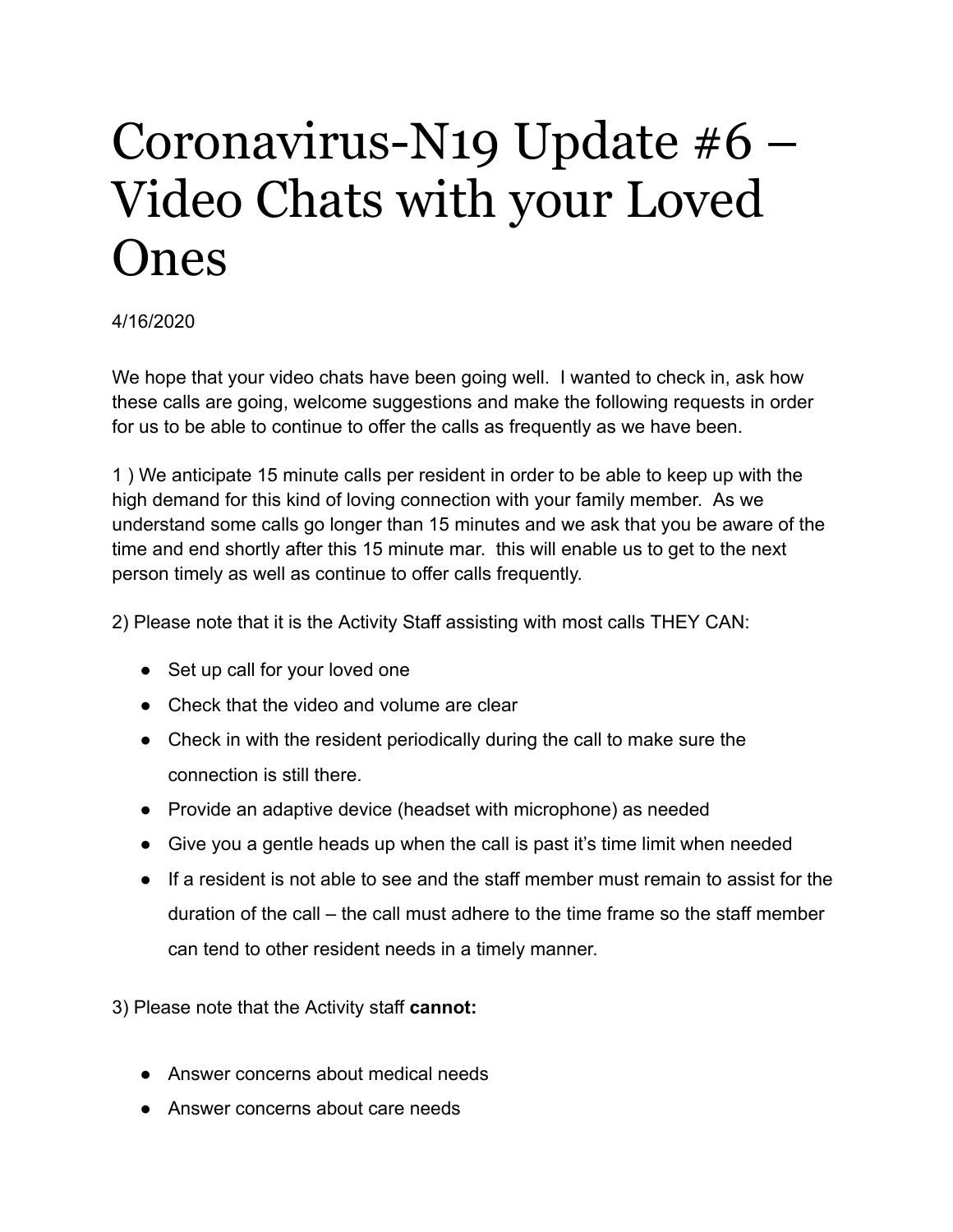# Coronavirus-N19 Update #6 – Video Chats with your Loved Ones

4/16/2020

We hope that your video chats have been going well. I wanted to check in, ask how these calls are going, welcome suggestions and make the following requests in order for us to be able to continue to offer the calls as frequently as we have been.

1 ) We anticipate 15 minute calls per resident in order to be able to keep up with the high demand for this kind of loving connection with your family member. As we understand some calls go longer than 15 minutes and we ask that you be aware of the time and end shortly after this 15 minute mar. this will enable us to get to the next person timely as well as continue to offer calls frequently.

2) Please note that it is the Activity Staff assisting with most calls THEY CAN:

- Set up call for your loved one
- Check that the video and volume are clear
- Check in with the resident periodically during the call to make sure the connection is still there.
- Provide an adaptive device (headset with microphone) as needed
- Give you a gentle heads up when the call is past it's time limit when needed
- If a resident is not able to see and the staff member must remain to assist for the duration of the call – the call must adhere to the time frame so the staff member can tend to other resident needs in a timely manner.

3) Please note that the Activity staff **cannot:**

- Answer concerns about medical needs
- Answer concerns about care needs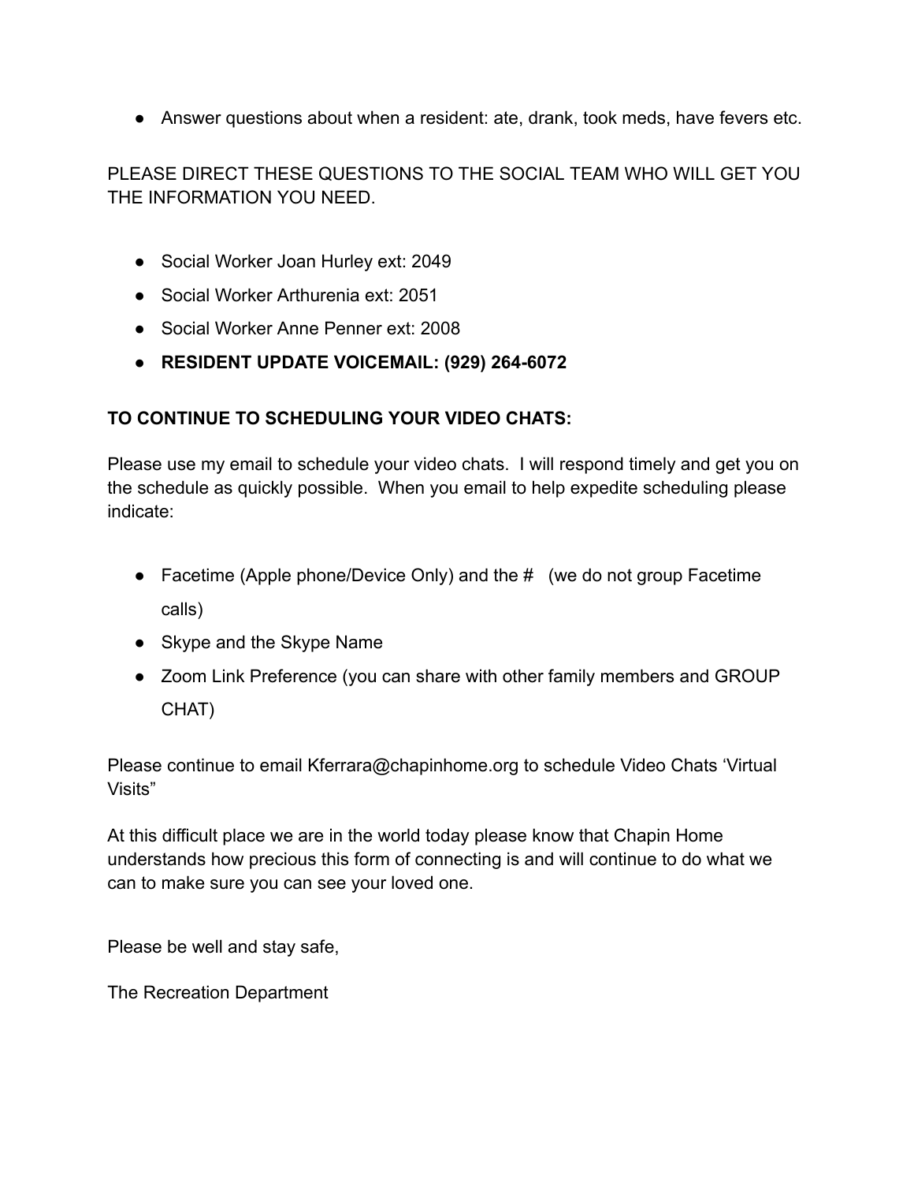- Answer questions about when a resident: ate, drank, took meds, have fevers etc.

PLEASE DIRECT THESE QUESTIONS TO THE SOCIAL TEAM WHO WILL GET YOU THE INFORMATION YOU NEED.

- Social Worker Joan Hurley ext: 2049
- Social Worker Arthurenia ext: 2051
- Social Worker Anne Penner ext: 2008
- **RESIDENT UPDATE VOICEMAIL: (929) 264-6072**

**TO CONTINUE TO SCHEDULING YOUR VIDEO CHATS:**

Please use my email to schedule your video chats. I will respond timely and get you on the schedule as quickly possible. When you email to help expedite scheduling please indicate:

- Facetime (Apple phone/Device Only) and the # (we do not group Facetime calls)
- Skype and the Skype Name
- Zoom Link Preference (you can share with other family members and GROUP CHAT)

Please continue to email Kferrara@chapinhome.org to schedule Video Chats 'Virtual Visits"

At this difficult place we are in the world today please know that Chapin Home understands how precious this form of connecting is and will continue to do what we can to make sure you can see your loved one.

Please be well and stay safe,

The Recreation Department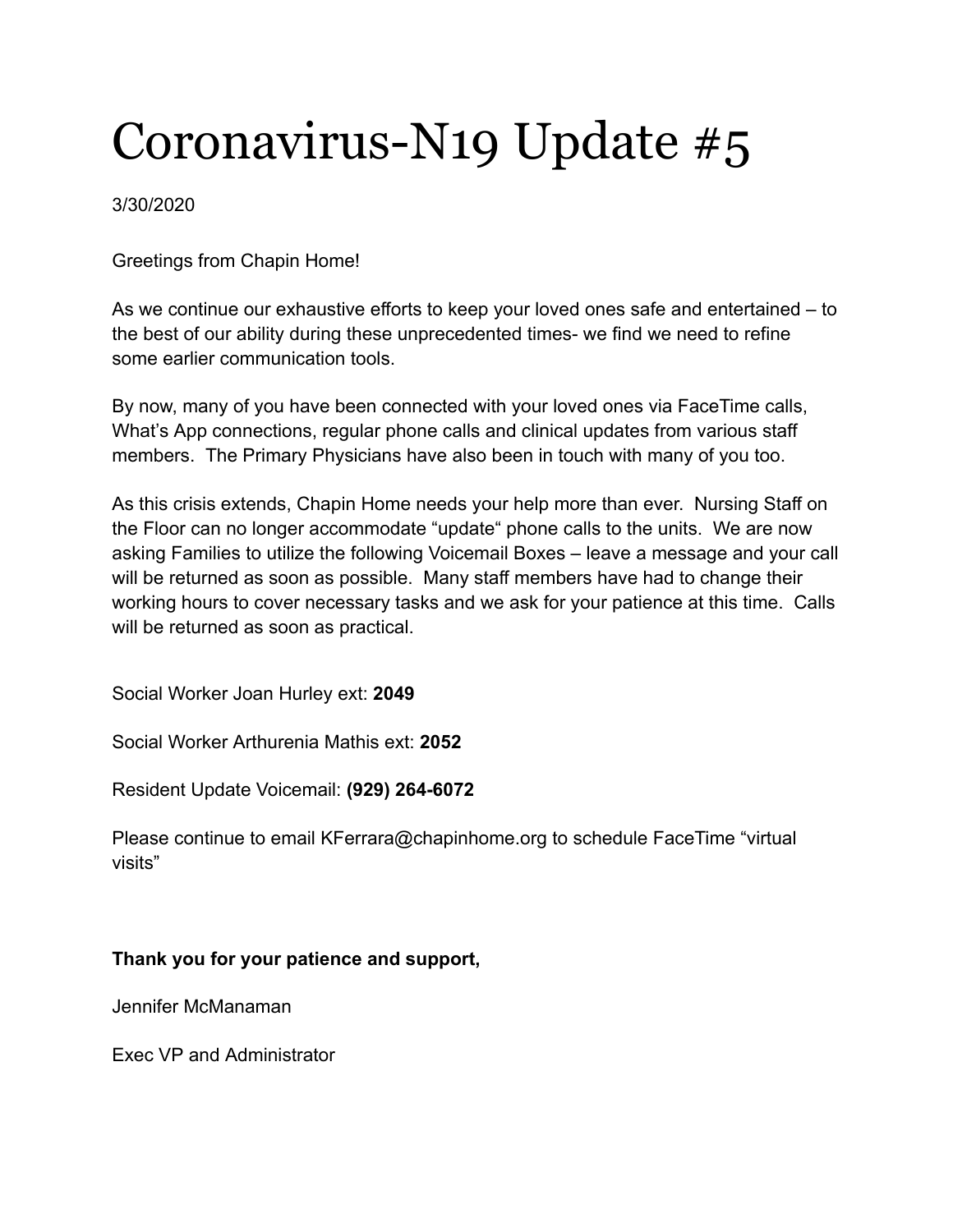# Coronavirus-N19 Update #5

3/30/2020

Greetings from Chapin Home!

As we continue our exhaustive efforts to keep your loved ones safe and entertained – to the best of our ability during these unprecedented times- we find we need to refine some earlier communication tools.

By now, many of you have been connected with your loved ones via FaceTime calls, What's App connections, regular phone calls and clinical updates from various staff members. The Primary Physicians have also been in touch with many of you too.

As this crisis extends, Chapin Home needs your help more than ever. Nursing Staff on the Floor can no longer accommodate "update" phone calls to the units. We are now asking Families to utilize the following Voicemail Boxes – leave a message and your call will be returned as soon as possible. Many staff members have had to change their working hours to cover necessary tasks and we ask for your patience at this time. Calls will be returned as soon as practical.

Social Worker Joan Hurley ext: **2049**

Social Worker Arthurenia Mathis ext: **2052**

Resident Update Voicemail: **(929) 264-6072**

Please continue to email KFerrara@chapinhome.org to schedule FaceTime "virtual visits"

**Thank you for your patience and support,**

Jennifer McManaman

Exec VP and Administrator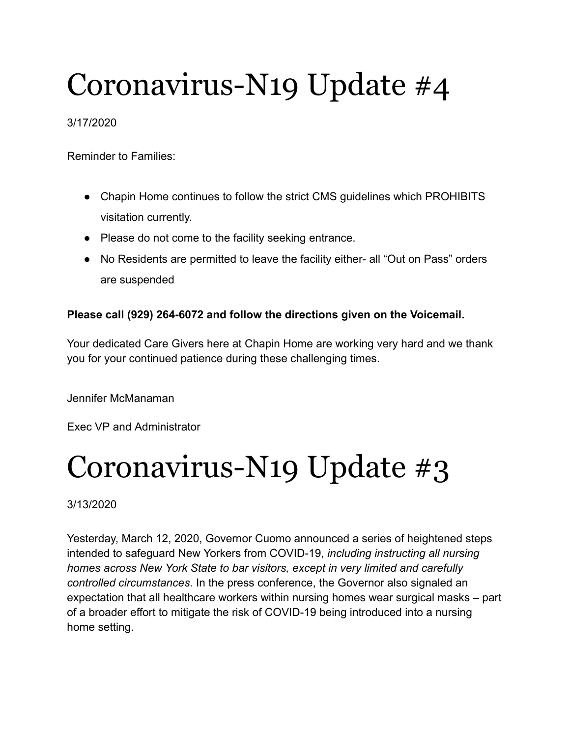# Coronavirus-N19 Update #4

3/17/2020

Reminder to Families:

- Chapin Home continues to follow the strict CMS guidelines which PROHIBITS visitation currently.
- Please do not come to the facility seeking entrance.
- No Residents are permitted to leave the facility either- all "Out on Pass" orders are suspended

**Please call (929) 264-6072 and follow the directions given on the Voicemail.**

Your dedicated Care Givers here at Chapin Home are working very hard and we thank you for your continued patience during these challenging times.

Jennifer McManaman

Exec VP and Administrator

# Coronavirus-N19 Update #3

3/13/2020

Yesterday, March 12, 2020, Governor Cuomo announced a series of heightened steps intended to safeguard New Yorkers from COVID-19, *including instructing all nursing homes across New York State to bar visitors, except in very limited and carefully controlled circumstances*. In the press conference, the Governor also signaled an expectation that all healthcare workers within nursing homes wear surgical masks – part of a broader effort to mitigate the risk of COVID-19 being introduced into a nursing home setting.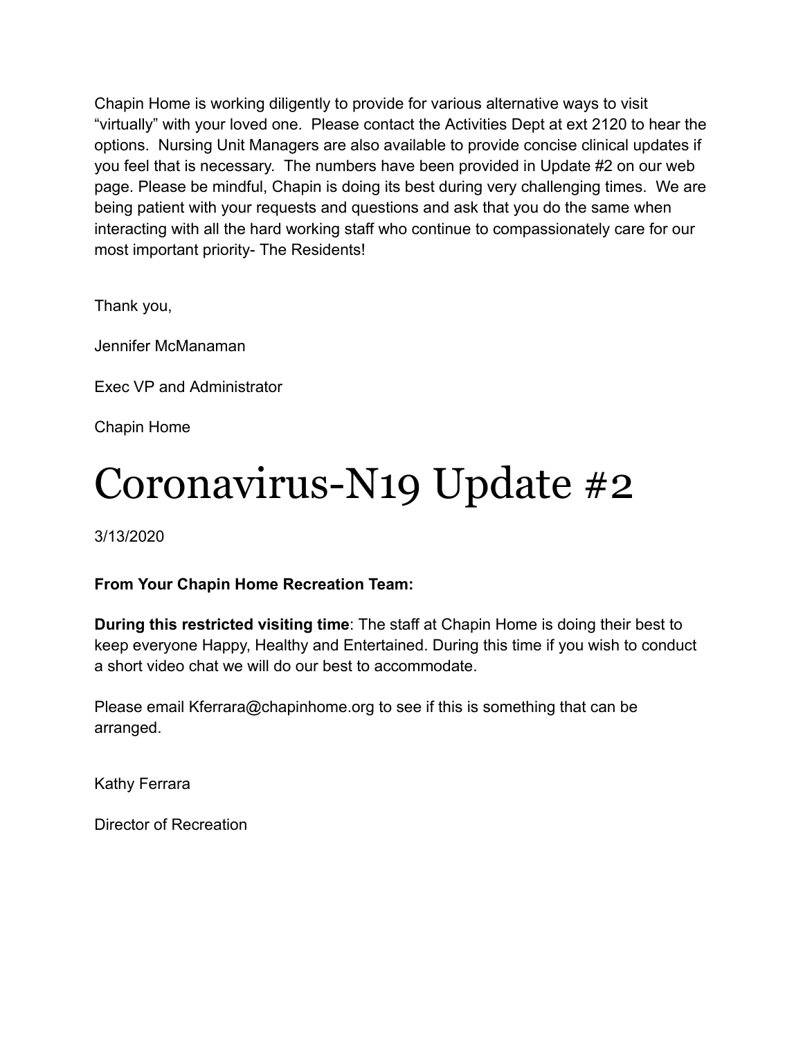Chapin Home is working diligently to provide for various alternative ways to visit “virtually” with your loved one. Please contact the Activities Dept at ext 2120 to hear the options. Nursing Unit Managers are also available to provide concise clinical updates if you feel that is necessary. The numbers have been provided in Update #2 on our web page. Please be mindful, Chapin is doing its best during very challenging times. We are being patient with your requests and questions and ask that you do the same when interacting with all the hard working staff who continue to compassionately care for our most important priority- The Residents!

Thank you,

Jennifer McManaman

Exec VP and Administrator

Chapin Home

# Coronavirus-N19 Update #2

3/13/2020

**From Your Chapin Home Recreation Team:**

**During this restricted visiting time**: The staff at Chapin Home is doing their best to keep everyone Happy, Healthy and Entertained. During this time if you wish to conduct a short video chat we will do our best to accommodate.

Please email Kferrara@chapinhome.org to see if this is something that can be arranged.

Kathy Ferrara

Director of Recreation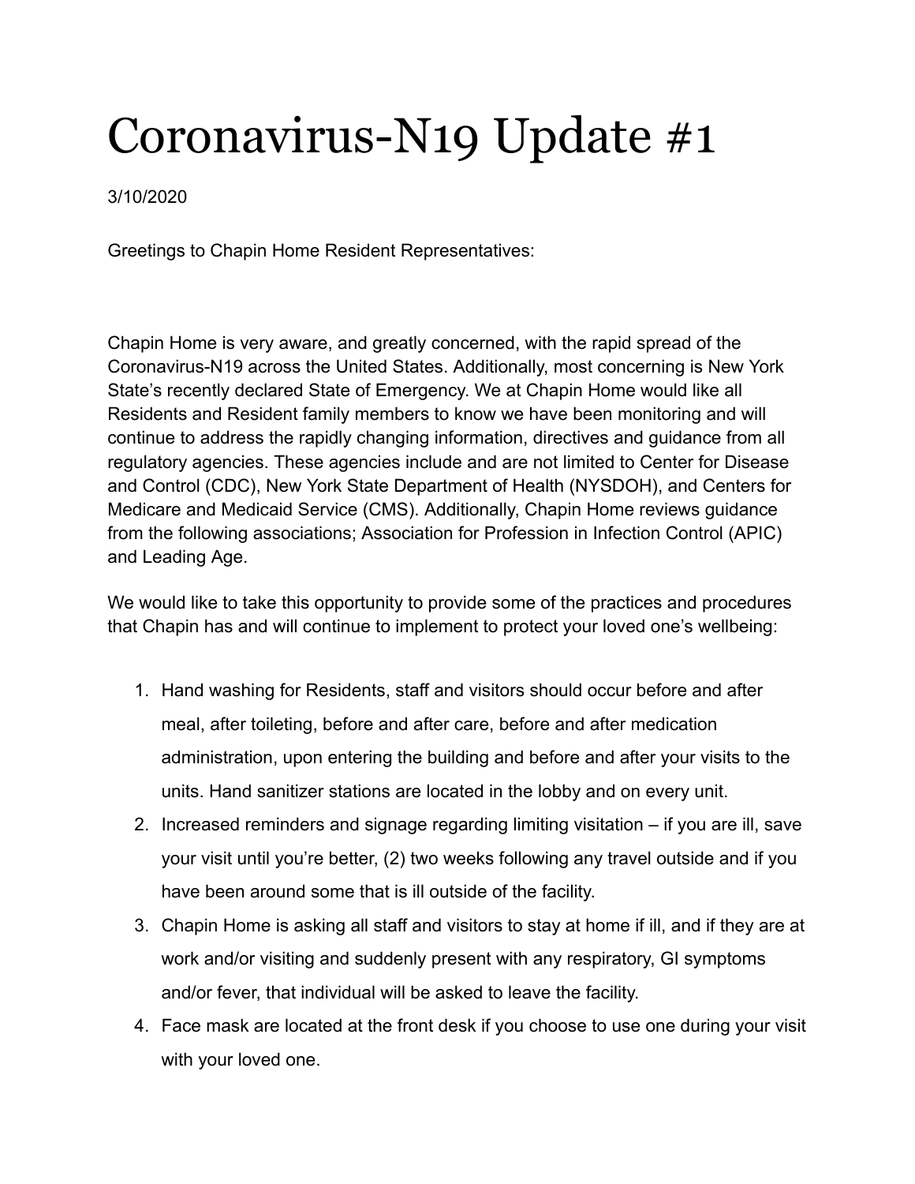# Coronavirus-N19 Update #1

3/10/2020

Greetings to Chapin Home Resident Representatives:

Chapin Home is very aware, and greatly concerned, with the rapid spread of the Coronavirus-N19 across the United States. Additionally, most concerning is New York State's recently declared State of Emergency. We at Chapin Home would like all Residents and Resident family members to know we have been monitoring and will continue to address the rapidly changing information, directives and guidance from all regulatory agencies. These agencies include and are not limited to Center for Disease and Control (CDC), New York State Department of Health (NYSDOH), and Centers for Medicare and Medicaid Service (CMS). Additionally, Chapin Home reviews guidance from the following associations; Association for Profession in Infection Control (APIC) and Leading Age.

We would like to take this opportunity to provide some of the practices and procedures that Chapin has and will continue to implement to protect your loved one's wellbeing:

1. Hand washing for Residents, staff and visitors should occur before and after meal, after toileting, before and after care, before and after medication administration, upon entering the building and before and after your visits to the units. Hand sanitizer stations are located in the lobby and on every unit.
2. Increased reminders and signage regarding limiting visitation – if you are ill, save your visit until you're better, (2) two weeks following any travel outside and if you have been around some that is ill outside of the facility.
3. Chapin Home is asking all staff and visitors to stay at home if ill, and if they are at work and/or visiting and suddenly present with any respiratory, GI symptoms and/or fever, that individual will be asked to leave the facility.
4. Face mask are located at the front desk if you choose to use one during your visit with your loved one.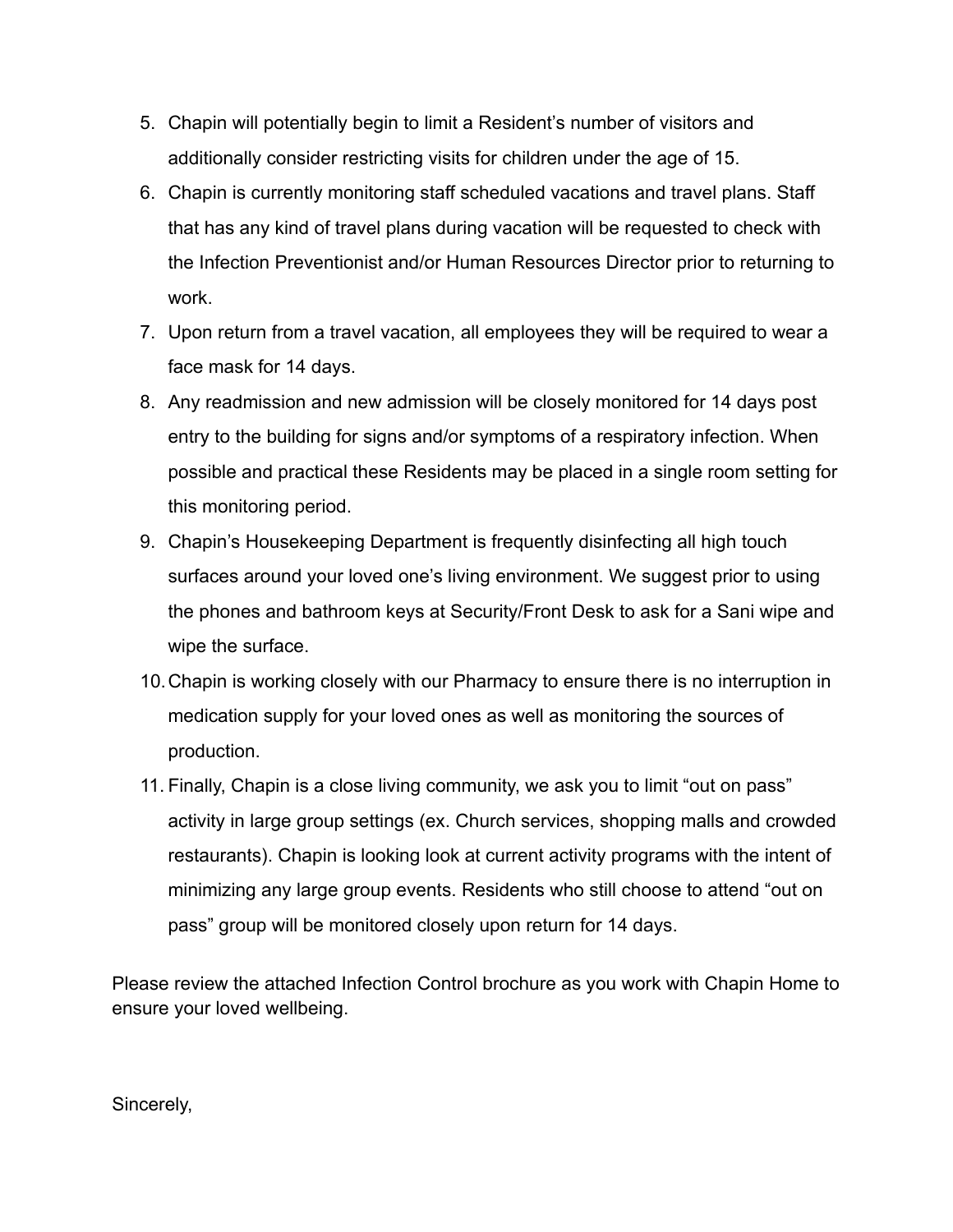5. Chapin will potentially begin to limit a Resident's number of visitors and additionally consider restricting visits for children under the age of 15.
6. Chapin is currently monitoring staff scheduled vacations and travel plans. Staff that has any kind of travel plans during vacation will be requested to check with the Infection Preventionist and/or Human Resources Director prior to returning to work.
7. Upon return from a travel vacation, all employees they will be required to wear a face mask for 14 days.
8. Any readmission and new admission will be closely monitored for 14 days post entry to the building for signs and/or symptoms of a respiratory infection. When possible and practical these Residents may be placed in a single room setting for this monitoring period.
9. Chapin's Housekeeping Department is frequently disinfecting all high touch surfaces around your loved one's living environment. We suggest prior to using the phones and bathroom keys at Security/Front Desk to ask for a Sani wipe and wipe the surface.
10. Chapin is working closely with our Pharmacy to ensure there is no interruption in medication supply for your loved ones as well as monitoring the sources of production.
11. Finally, Chapin is a close living community, we ask you to limit "out on pass" activity in large group settings (ex. Church services, shopping malls and crowded restaurants). Chapin is looking look at current activity programs with the intent of minimizing any large group events. Residents who still choose to attend "out on pass" group will be monitored closely upon return for 14 days.

Please review the attached Infection Control brochure as you work with Chapin Home to ensure your loved wellbeing.

Sincerely,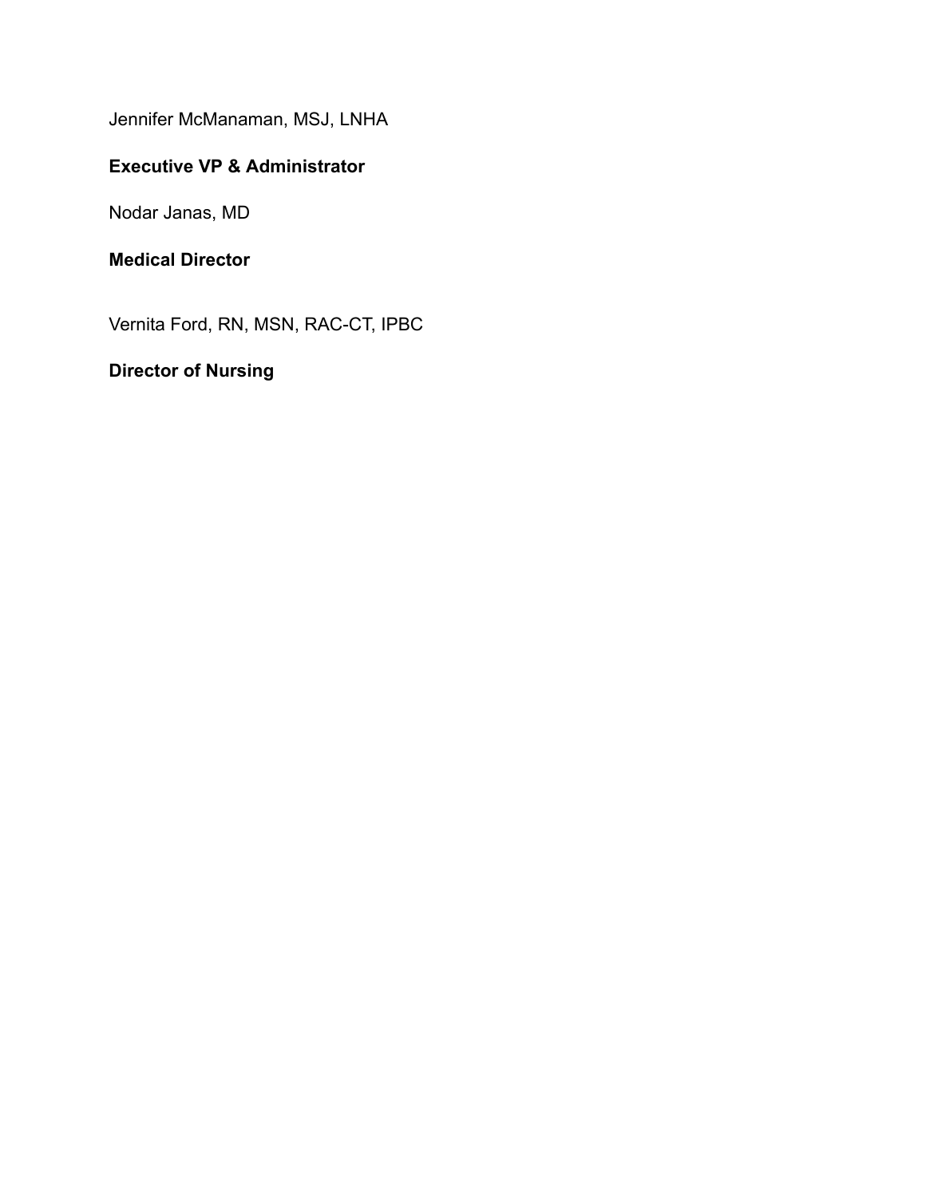Jennifer McManaman, MSJ, LNHA

**Executive VP & Administrator**

Nodar Janas, MD

**Medical Director**

Vernita Ford, RN, MSN, RAC-CT, IPBC

**Director of Nursing**